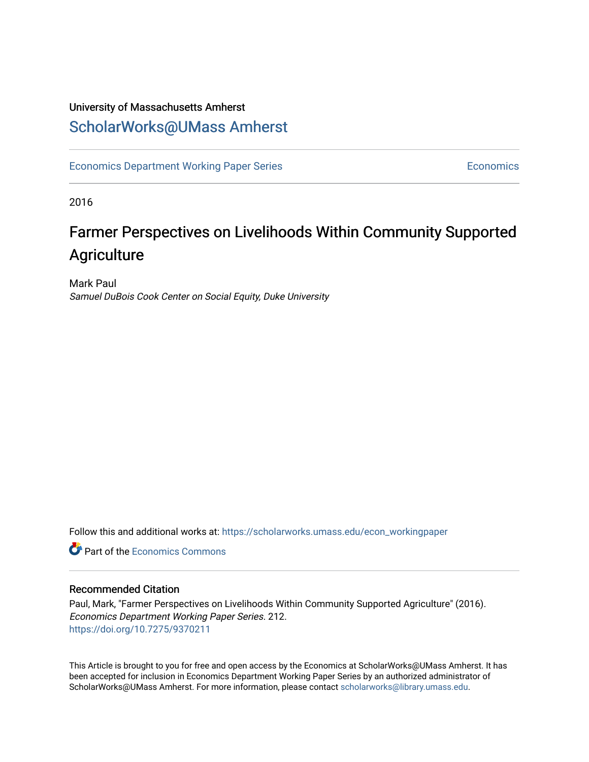University of Massachusetts Amherst

ScholarWorks@UMass Amherst

Economics Department Working Paper Series | Economics

2016

# Farmer Perspectives on Livelihoods Within Community Supported Agriculture

Mark Paul

*Samuel DuBois Cook Center on Social Equity, Duke University*

Follow this and additional works at: https://scholarworks.umass.edu/econ_workingpaper

Part of the Economics Commons

## Recommended Citation

Paul, Mark, "Farmer Perspectives on Livelihoods Within Community Supported Agriculture" (2016). *Economics Department Working Paper Series*. 212.
https://doi.org/10.7275/9370211

This Article is brought to you for free and open access by the Economics at ScholarWorks@UMass Amherst. It has been accepted for inclusion in Economics Department Working Paper Series by an authorized administrator of ScholarWorks@UMass Amherst. For more information, please contact scholarworks@library.umass.edu.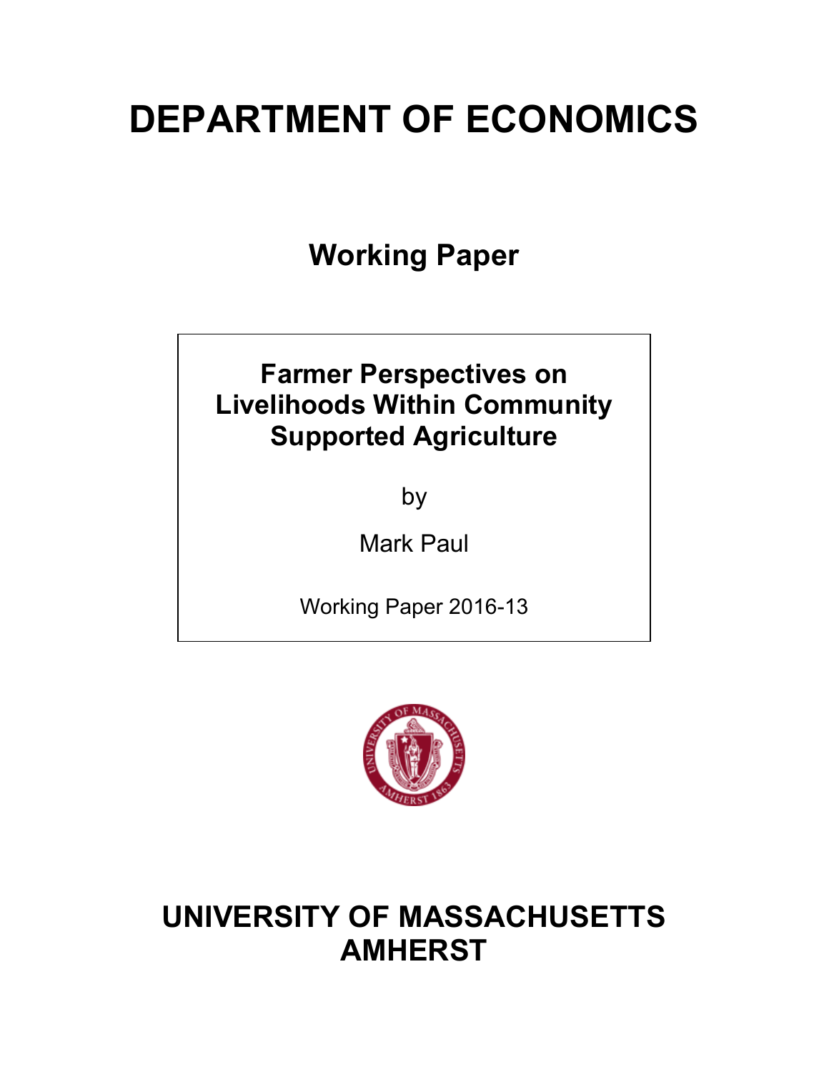# DEPARTMENT OF ECONOMICS

## Working Paper

**Farmer Perspectives on Livelihoods Within Community Supported Agriculture**

by

Mark Paul

Working Paper 2016-13

# UNIVERSITY OF MASSACHUSETTS AMHERST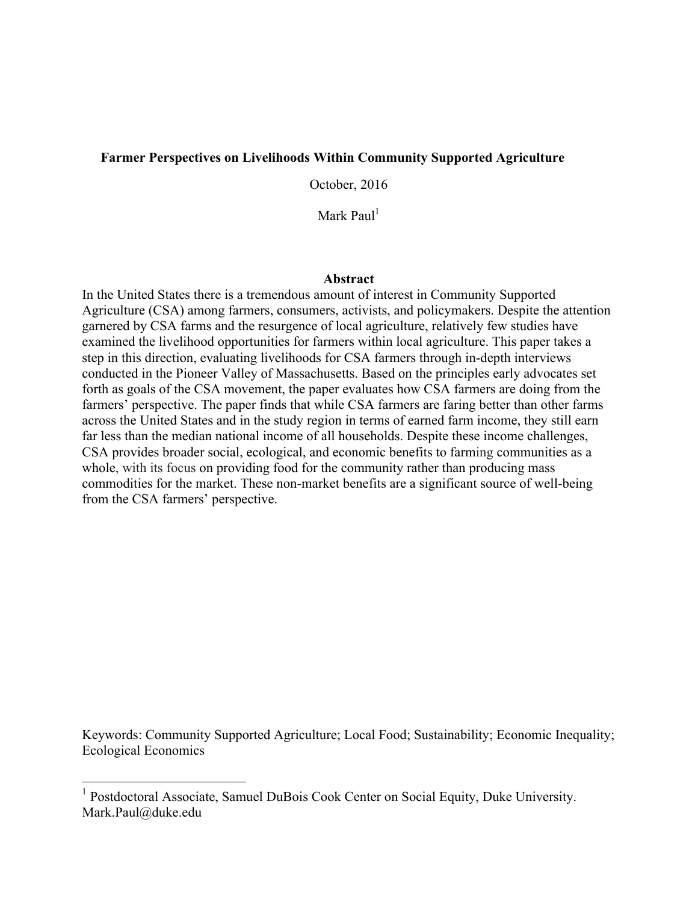# Farmer Perspectives on Livelihoods Within Community Supported Agriculture

October, 2016

Mark Paul[1]

## Abstract

In the United States there is a tremendous amount of interest in Community Supported Agriculture (CSA) among farmers, consumers, activists, and policymakers. Despite the attention garnered by CSA farms and the resurgence of local agriculture, relatively few studies have examined the livelihood opportunities for farmers within local agriculture. This paper takes a step in this direction, evaluating livelihoods for CSA farmers through in-depth interviews conducted in the Pioneer Valley of Massachusetts. Based on the principles early advocates set forth as goals of the CSA movement, the paper evaluates how CSA farmers are doing from the farmers' perspective. The paper finds that while CSA farmers are faring better than other farms across the United States and in the study region in terms of earned farm income, they still earn far less than the median national income of all households. Despite these income challenges, CSA provides broader social, ecological, and economic benefits to farming communities as a whole, with its focus on providing food for the community rather than producing mass commodities for the market. These non-market benefits are a significant source of well-being from the CSA farmers' perspective.

Keywords: Community Supported Agriculture; Local Food; Sustainability; Economic Inequality; Ecological Economics

[1] Postdoctoral Associate, Samuel DuBois Cook Center on Social Equity, Duke University. Mark.Paul@duke.edu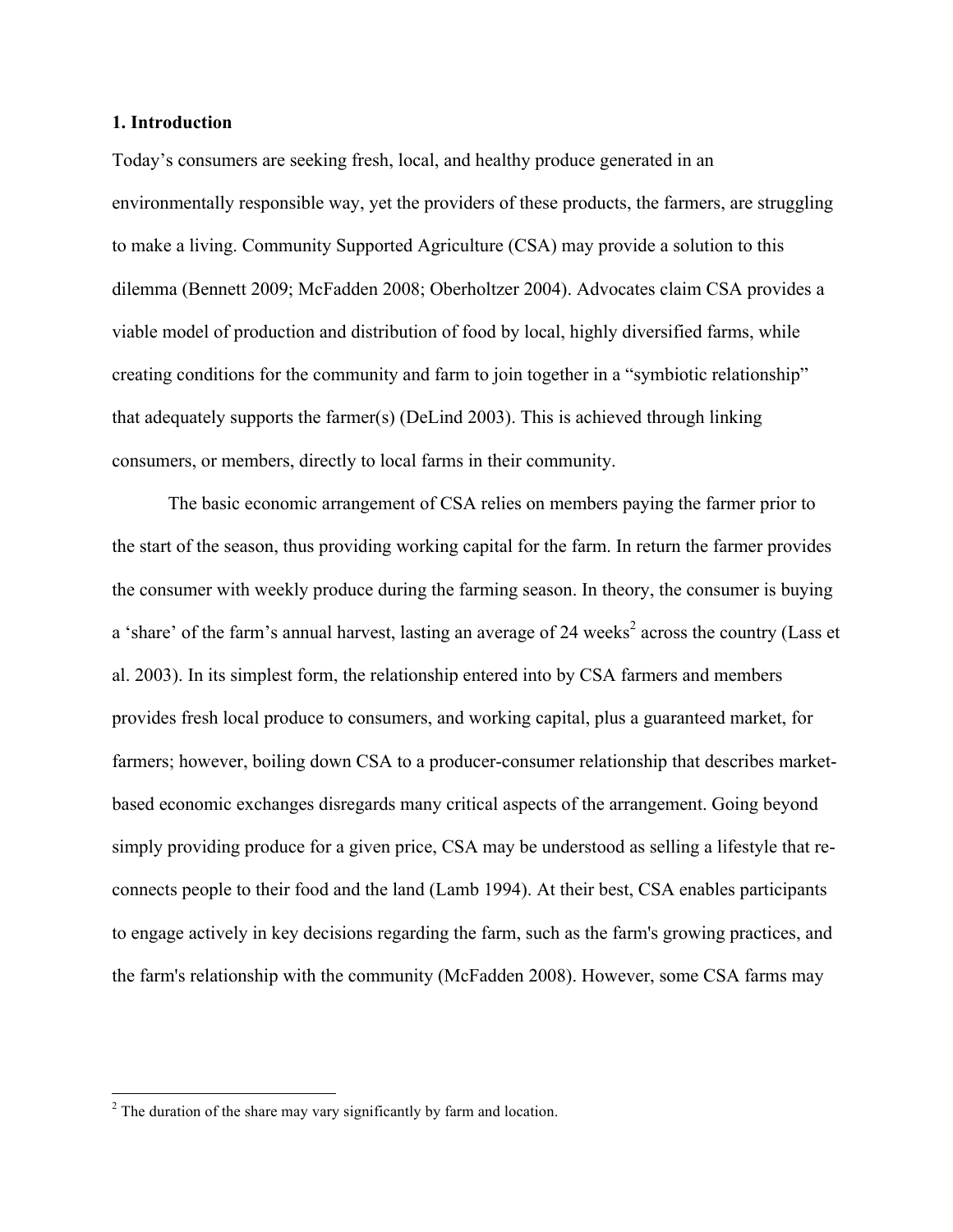## 1. Introduction

Today's consumers are seeking fresh, local, and healthy produce generated in an environmentally responsible way, yet the providers of these products, the farmers, are struggling to make a living. Community Supported Agriculture (CSA) may provide a solution to this dilemma (Bennett 2009; McFadden 2008; Oberholtzer 2004). Advocates claim CSA provides a viable model of production and distribution of food by local, highly diversified farms, while creating conditions for the community and farm to join together in a "symbiotic relationship" that adequately supports the farmer(s) (DeLind 2003). This is achieved through linking consumers, or members, directly to local farms in their community.

The basic economic arrangement of CSA relies on members paying the farmer prior to the start of the season, thus providing working capital for the farm. In return the farmer provides the consumer with weekly produce during the farming season. In theory, the consumer is buying a 'share' of the farm's annual harvest, lasting an average of 24 weeks[2] across the country (Lass et al. 2003). In its simplest form, the relationship entered into by CSA farmers and members provides fresh local produce to consumers, and working capital, plus a guaranteed market, for farmers; however, boiling down CSA to a producer-consumer relationship that describes market-based economic exchanges disregards many critical aspects of the arrangement. Going beyond simply providing produce for a given price, CSA may be understood as selling a lifestyle that re-connects people to their food and the land (Lamb 1994). At their best, CSA enables participants to engage actively in key decisions regarding the farm, such as the farm's growing practices, and the farm's relationship with the community (McFadden 2008). However, some CSA farms may

---

[2] The duration of the share may vary significantly by farm and location.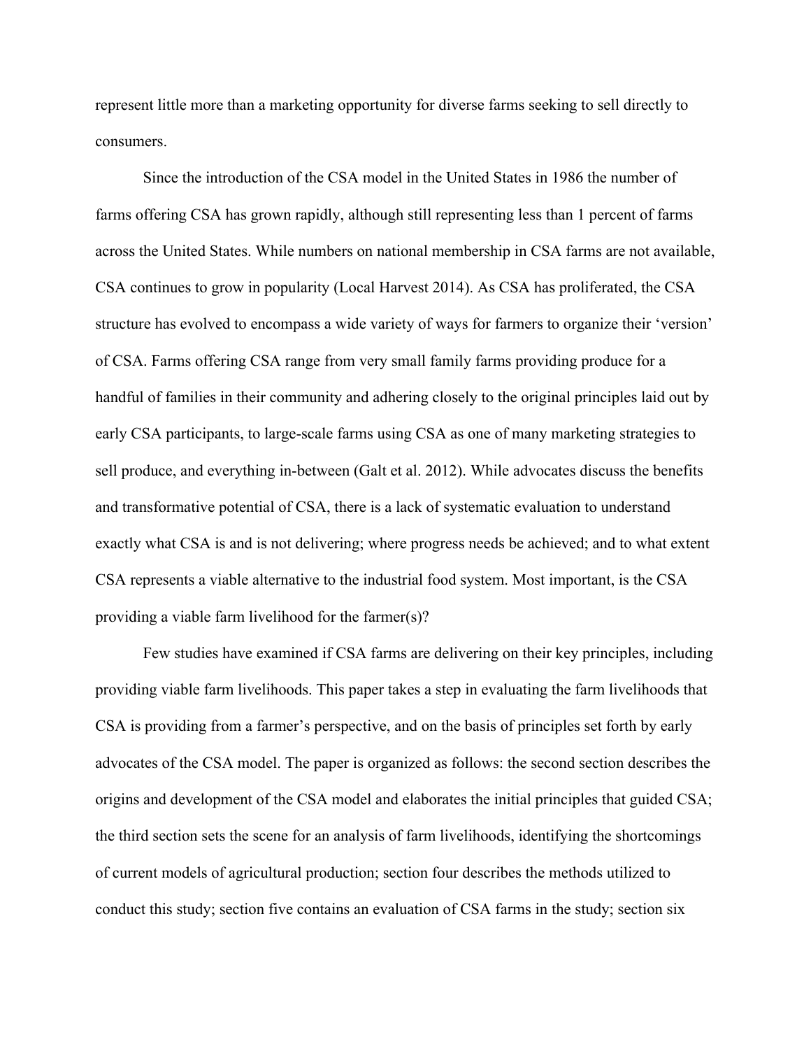represent little more than a marketing opportunity for diverse farms seeking to sell directly to consumers.

Since the introduction of the CSA model in the United States in 1986 the number of farms offering CSA has grown rapidly, although still representing less than 1 percent of farms across the United States. While numbers on national membership in CSA farms are not available, CSA continues to grow in popularity (Local Harvest 2014). As CSA has proliferated, the CSA structure has evolved to encompass a wide variety of ways for farmers to organize their 'version' of CSA. Farms offering CSA range from very small family farms providing produce for a handful of families in their community and adhering closely to the original principles laid out by early CSA participants, to large-scale farms using CSA as one of many marketing strategies to sell produce, and everything in-between (Galt et al. 2012). While advocates discuss the benefits and transformative potential of CSA, there is a lack of systematic evaluation to understand exactly what CSA is and is not delivering; where progress needs be achieved; and to what extent CSA represents a viable alternative to the industrial food system. Most important, is the CSA providing a viable farm livelihood for the farmer(s)?

Few studies have examined if CSA farms are delivering on their key principles, including providing viable farm livelihoods. This paper takes a step in evaluating the farm livelihoods that CSA is providing from a farmer's perspective, and on the basis of principles set forth by early advocates of the CSA model. The paper is organized as follows: the second section describes the origins and development of the CSA model and elaborates the initial principles that guided CSA; the third section sets the scene for an analysis of farm livelihoods, identifying the shortcomings of current models of agricultural production; section four describes the methods utilized to conduct this study; section five contains an evaluation of CSA farms in the study; section six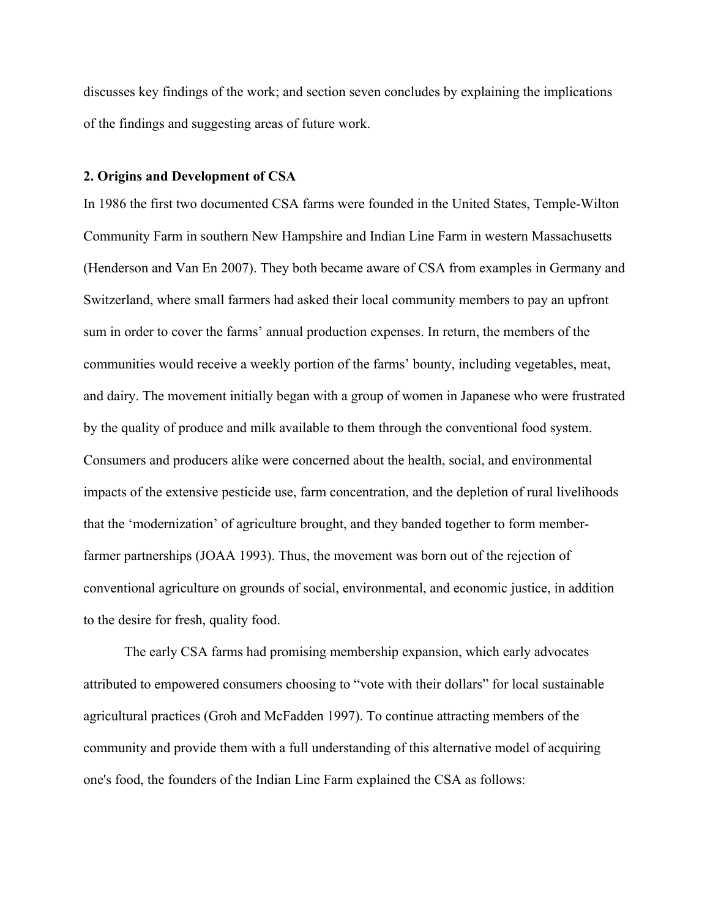discusses key findings of the work; and section seven concludes by explaining the implications of the findings and suggesting areas of future work.

## 2. Origins and Development of CSA

In 1986 the first two documented CSA farms were founded in the United States, Temple-Wilton Community Farm in southern New Hampshire and Indian Line Farm in western Massachusetts (Henderson and Van En 2007). They both became aware of CSA from examples in Germany and Switzerland, where small farmers had asked their local community members to pay an upfront sum in order to cover the farms' annual production expenses. In return, the members of the communities would receive a weekly portion of the farms' bounty, including vegetables, meat, and dairy. The movement initially began with a group of women in Japanese who were frustrated by the quality of produce and milk available to them through the conventional food system. Consumers and producers alike were concerned about the health, social, and environmental impacts of the extensive pesticide use, farm concentration, and the depletion of rural livelihoods that the 'modernization' of agriculture brought, and they banded together to form member-farmer partnerships (JOAA 1993). Thus, the movement was born out of the rejection of conventional agriculture on grounds of social, environmental, and economic justice, in addition to the desire for fresh, quality food.

The early CSA farms had promising membership expansion, which early advocates attributed to empowered consumers choosing to "vote with their dollars" for local sustainable agricultural practices (Groh and McFadden 1997). To continue attracting members of the community and provide them with a full understanding of this alternative model of acquiring one's food, the founders of the Indian Line Farm explained the CSA as follows: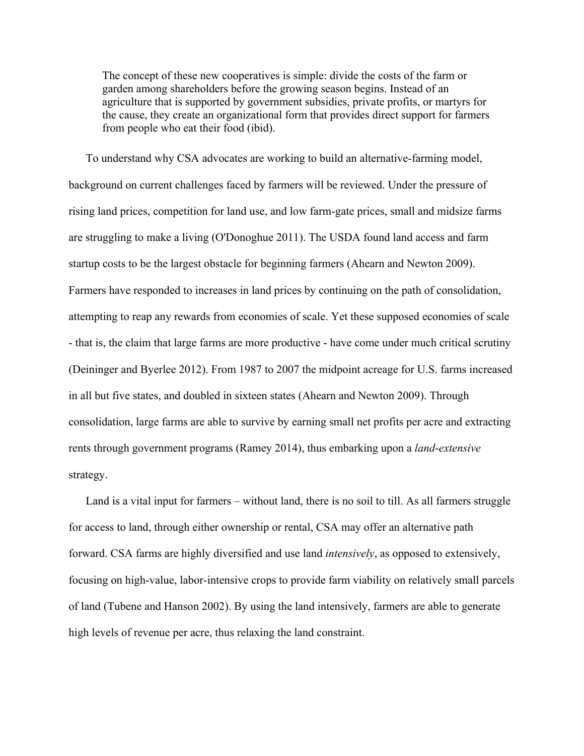> The concept of these new cooperatives is simple: divide the costs of the farm or garden among shareholders before the growing season begins. Instead of an agriculture that is supported by government subsidies, private profits, or martyrs for the cause, they create an organizational form that provides direct support for farmers from people who eat their food (ibid).

To understand why CSA advocates are working to build an alternative-farming model, background on current challenges faced by farmers will be reviewed. Under the pressure of rising land prices, competition for land use, and low farm-gate prices, small and midsize farms are struggling to make a living (O'Donoghue 2011). The USDA found land access and farm startup costs to be the largest obstacle for beginning farmers (Ahearn and Newton 2009). Farmers have responded to increases in land prices by continuing on the path of consolidation, attempting to reap any rewards from economies of scale. Yet these supposed economies of scale - that is, the claim that large farms are more productive - have come under much critical scrutiny (Deininger and Byerlee 2012). From 1987 to 2007 the midpoint acreage for U.S. farms increased in all but five states, and doubled in sixteen states (Ahearn and Newton 2009). Through consolidation, large farms are able to survive by earning small net profits per acre and extracting rents through government programs (Ramey 2014), thus embarking upon a *land-extensive* strategy.

Land is a vital input for farmers – without land, there is no soil to till. As all farmers struggle for access to land, through either ownership or rental, CSA may offer an alternative path forward. CSA farms are highly diversified and use land *intensively*, as opposed to extensively, focusing on high-value, labor-intensive crops to provide farm viability on relatively small parcels of land (Tubene and Hanson 2002). By using the land intensively, farmers are able to generate high levels of revenue per acre, thus relaxing the land constraint.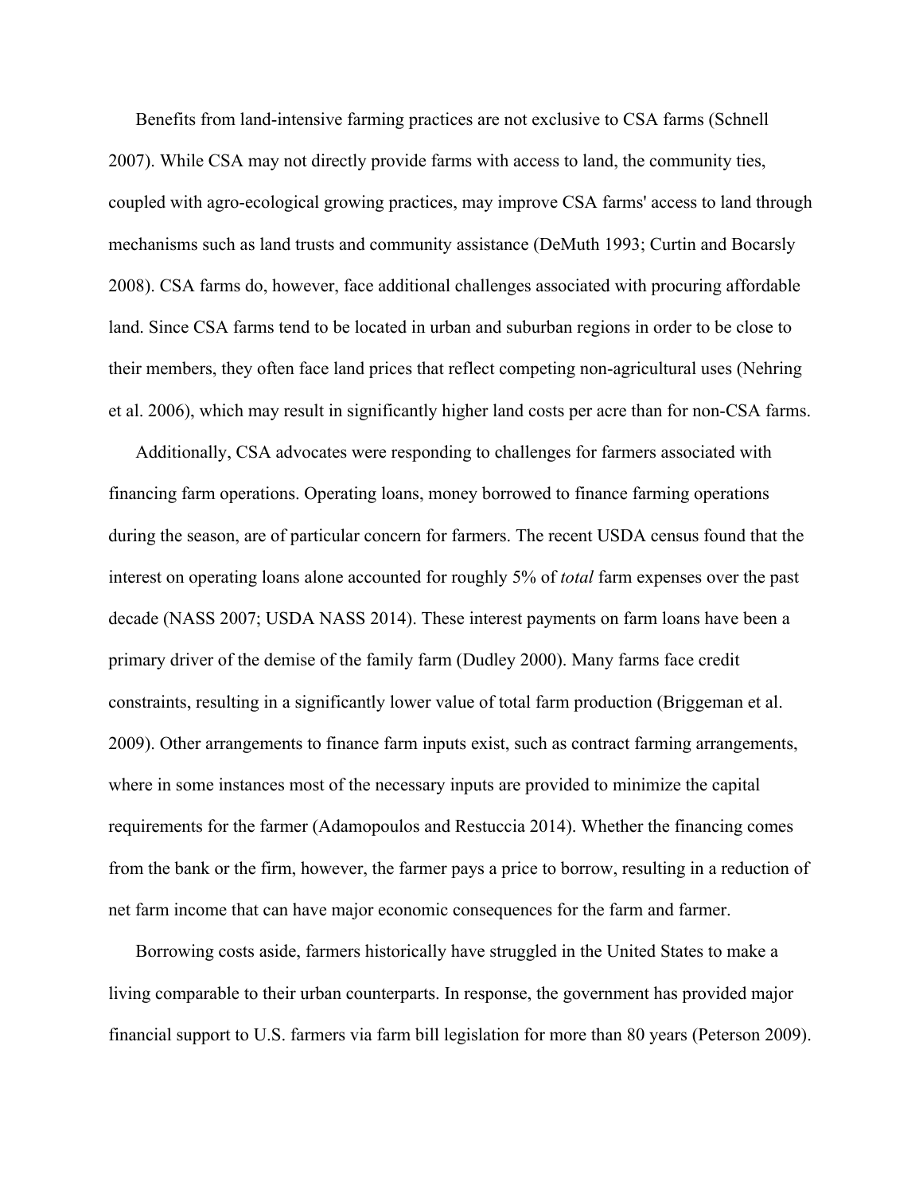Benefits from land-intensive farming practices are not exclusive to CSA farms (Schnell 2007). While CSA may not directly provide farms with access to land, the community ties, coupled with agro-ecological growing practices, may improve CSA farms' access to land through mechanisms such as land trusts and community assistance (DeMuth 1993; Curtin and Bocarsly 2008). CSA farms do, however, face additional challenges associated with procuring affordable land. Since CSA farms tend to be located in urban and suburban regions in order to be close to their members, they often face land prices that reflect competing non-agricultural uses (Nehring et al. 2006), which may result in significantly higher land costs per acre than for non-CSA farms.

Additionally, CSA advocates were responding to challenges for farmers associated with financing farm operations. Operating loans, money borrowed to finance farming operations during the season, are of particular concern for farmers. The recent USDA census found that the interest on operating loans alone accounted for roughly 5% of *total* farm expenses over the past decade (NASS 2007; USDA NASS 2014). These interest payments on farm loans have been a primary driver of the demise of the family farm (Dudley 2000). Many farms face credit constraints, resulting in a significantly lower value of total farm production (Briggeman et al. 2009). Other arrangements to finance farm inputs exist, such as contract farming arrangements, where in some instances most of the necessary inputs are provided to minimize the capital requirements for the farmer (Adamopoulos and Restuccia 2014). Whether the financing comes from the bank or the firm, however, the farmer pays a price to borrow, resulting in a reduction of net farm income that can have major economic consequences for the farm and farmer.

Borrowing costs aside, farmers historically have struggled in the United States to make a living comparable to their urban counterparts. In response, the government has provided major financial support to U.S. farmers via farm bill legislation for more than 80 years (Peterson 2009).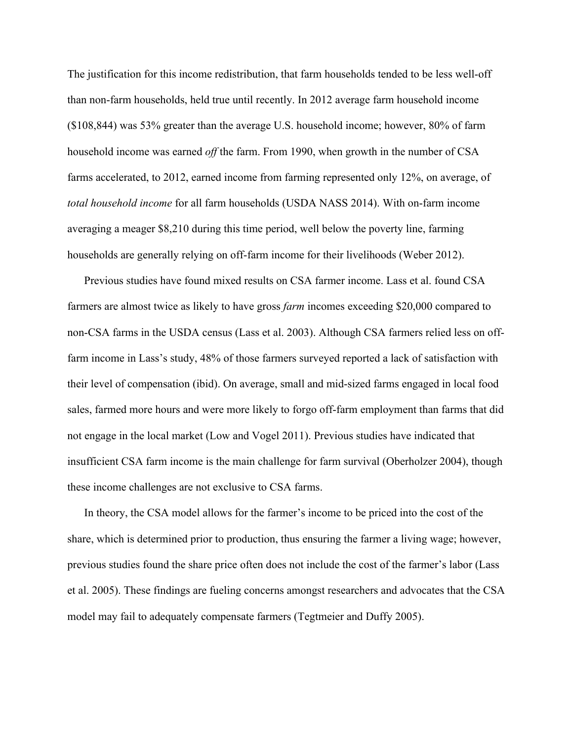The justification for this income redistribution, that farm households tended to be less well-off than non-farm households, held true until recently. In 2012 average farm household income ($108,844) was 53% greater than the average U.S. household income; however, 80% of farm household income was earned *off* the farm. From 1990, when growth in the number of CSA farms accelerated, to 2012, earned income from farming represented only 12%, on average, of *total household income* for all farm households (USDA NASS 2014). With on-farm income averaging a meager $8,210 during this time period, well below the poverty line, farming households are generally relying on off-farm income for their livelihoods (Weber 2012).

Previous studies have found mixed results on CSA farmer income. Lass et al. found CSA farmers are almost twice as likely to have gross *farm* incomes exceeding $20,000 compared to non-CSA farms in the USDA census (Lass et al. 2003). Although CSA farmers relied less on off-farm income in Lass's study, 48% of those farmers surveyed reported a lack of satisfaction with their level of compensation (ibid). On average, small and mid-sized farms engaged in local food sales, farmed more hours and were more likely to forgo off-farm employment than farms that did not engage in the local market (Low and Vogel 2011). Previous studies have indicated that insufficient CSA farm income is the main challenge for farm survival (Oberholzer 2004), though these income challenges are not exclusive to CSA farms.

In theory, the CSA model allows for the farmer's income to be priced into the cost of the share, which is determined prior to production, thus ensuring the farmer a living wage; however, previous studies found the share price often does not include the cost of the farmer's labor (Lass et al. 2005). These findings are fueling concerns amongst researchers and advocates that the CSA model may fail to adequately compensate farmers (Tegtmeier and Duffy 2005).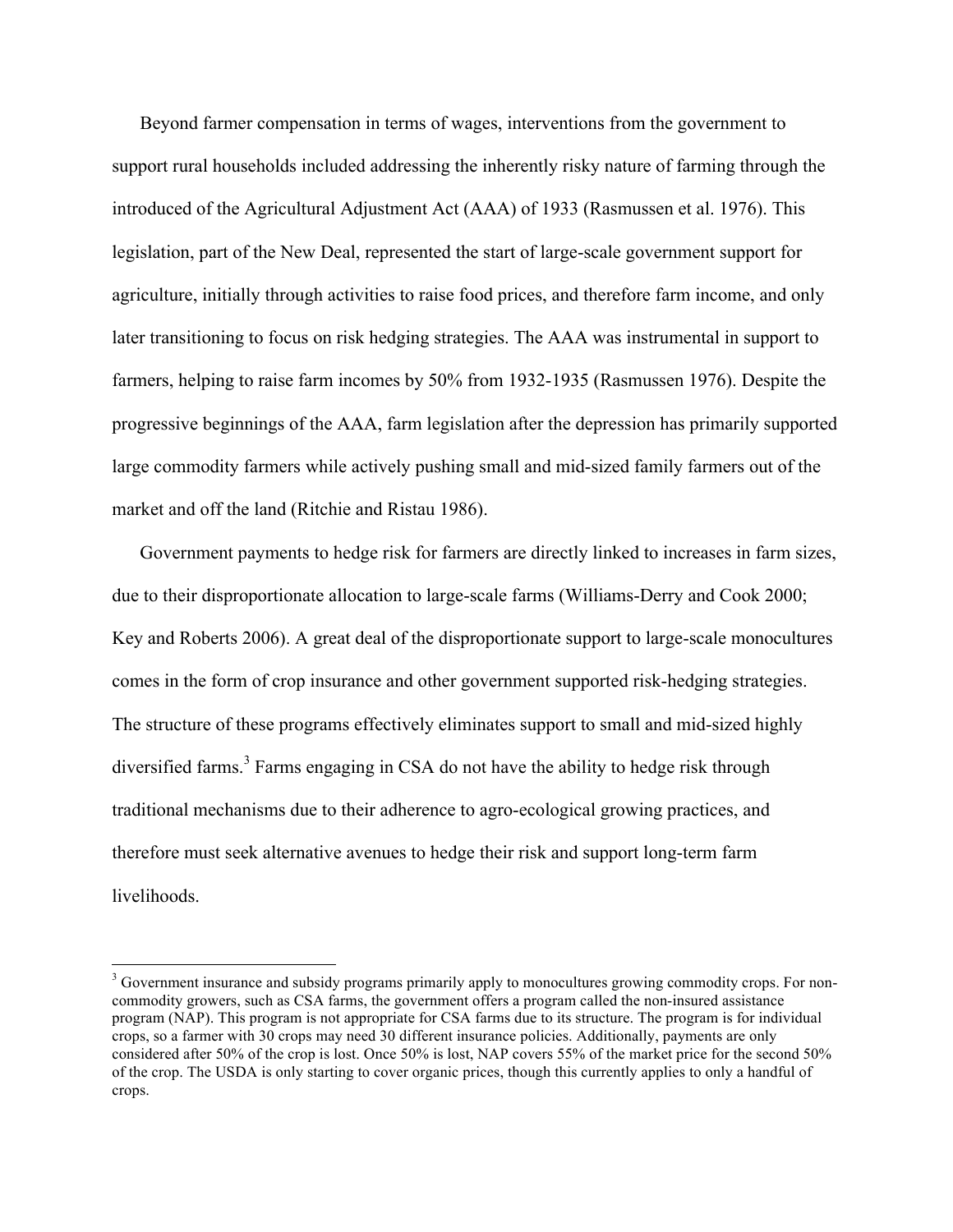Beyond farmer compensation in terms of wages, interventions from the government to support rural households included addressing the inherently risky nature of farming through the introduced of the Agricultural Adjustment Act (AAA) of 1933 (Rasmussen et al. 1976). This legislation, part of the New Deal, represented the start of large-scale government support for agriculture, initially through activities to raise food prices, and therefore farm income, and only later transitioning to focus on risk hedging strategies. The AAA was instrumental in support to farmers, helping to raise farm incomes by 50% from 1932-1935 (Rasmussen 1976). Despite the progressive beginnings of the AAA, farm legislation after the depression has primarily supported large commodity farmers while actively pushing small and mid-sized family farmers out of the market and off the land (Ritchie and Ristau 1986).

Government payments to hedge risk for farmers are directly linked to increases in farm sizes, due to their disproportionate allocation to large-scale farms (Williams-Derry and Cook 2000; Key and Roberts 2006). A great deal of the disproportionate support to large-scale monocultures comes in the form of crop insurance and other government supported risk-hedging strategies. The structure of these programs effectively eliminates support to small and mid-sized highly diversified farms.[3] Farms engaging in CSA do not have the ability to hedge risk through traditional mechanisms due to their adherence to agro-ecological growing practices, and therefore must seek alternative avenues to hedge their risk and support long-term farm livelihoods.

[3] Government insurance and subsidy programs primarily apply to monocultures growing commodity crops. For non-commodity growers, such as CSA farms, the government offers a program called the non-insured assistance program (NAP). This program is not appropriate for CSA farms due to its structure. The program is for individual crops, so a farmer with 30 crops may need 30 different insurance policies. Additionally, payments are only considered after 50% of the crop is lost. Once 50% is lost, NAP covers 55% of the market price for the second 50% of the crop. The USDA is only starting to cover organic prices, though this currently applies to only a handful of crops.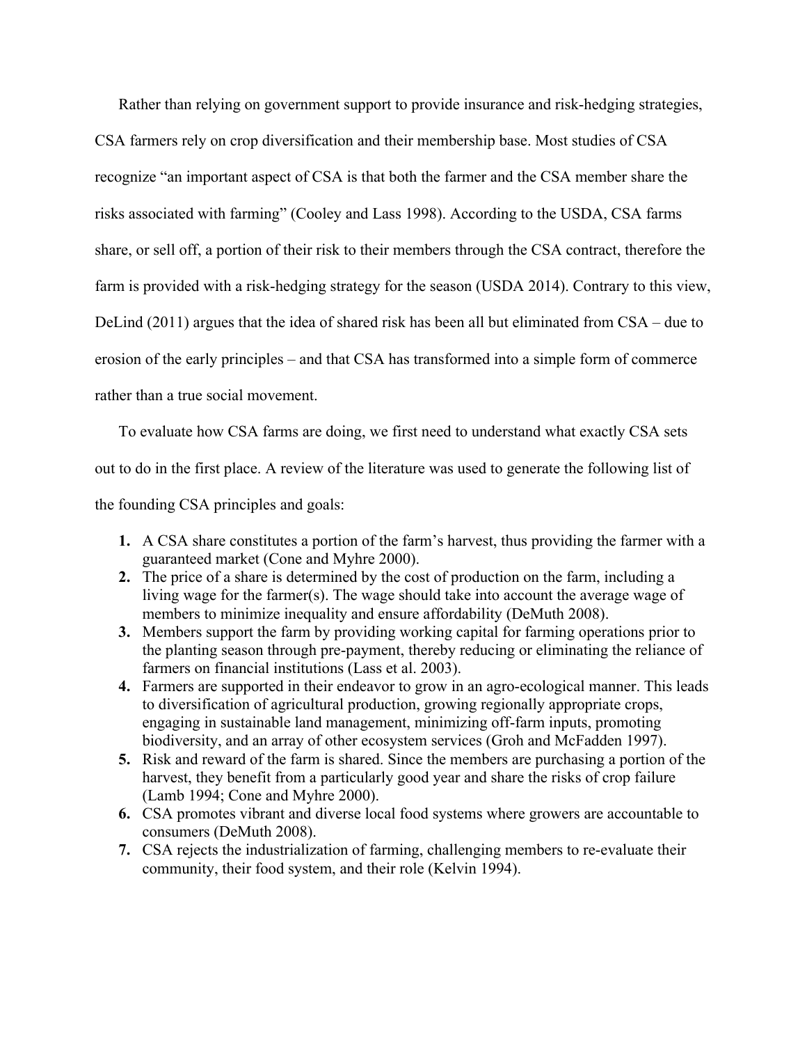Rather than relying on government support to provide insurance and risk-hedging strategies, CSA farmers rely on crop diversification and their membership base. Most studies of CSA recognize "an important aspect of CSA is that both the farmer and the CSA member share the risks associated with farming" (Cooley and Lass 1998). According to the USDA, CSA farms share, or sell off, a portion of their risk to their members through the CSA contract, therefore the farm is provided with a risk-hedging strategy for the season (USDA 2014). Contrary to this view, DeLind (2011) argues that the idea of shared risk has been all but eliminated from CSA – due to erosion of the early principles – and that CSA has transformed into a simple form of commerce rather than a true social movement.

To evaluate how CSA farms are doing, we first need to understand what exactly CSA sets out to do in the first place. A review of the literature was used to generate the following list of the founding CSA principles and goals:

1. A CSA share constitutes a portion of the farm's harvest, thus providing the farmer with a guaranteed market (Cone and Myhre 2000).
2. The price of a share is determined by the cost of production on the farm, including a living wage for the farmer(s). The wage should take into account the average wage of members to minimize inequality and ensure affordability (DeMuth 2008).
3. Members support the farm by providing working capital for farming operations prior to the planting season through pre-payment, thereby reducing or eliminating the reliance of farmers on financial institutions (Lass et al. 2003).
4. Farmers are supported in their endeavor to grow in an agro-ecological manner. This leads to diversification of agricultural production, growing regionally appropriate crops, engaging in sustainable land management, minimizing off-farm inputs, promoting biodiversity, and an array of other ecosystem services (Groh and McFadden 1997).
5. Risk and reward of the farm is shared. Since the members are purchasing a portion of the harvest, they benefit from a particularly good year and share the risks of crop failure (Lamb 1994; Cone and Myhre 2000).
6. CSA promotes vibrant and diverse local food systems where growers are accountable to consumers (DeMuth 2008).
7. CSA rejects the industrialization of farming, challenging members to re-evaluate their community, their food system, and their role (Kelvin 1994).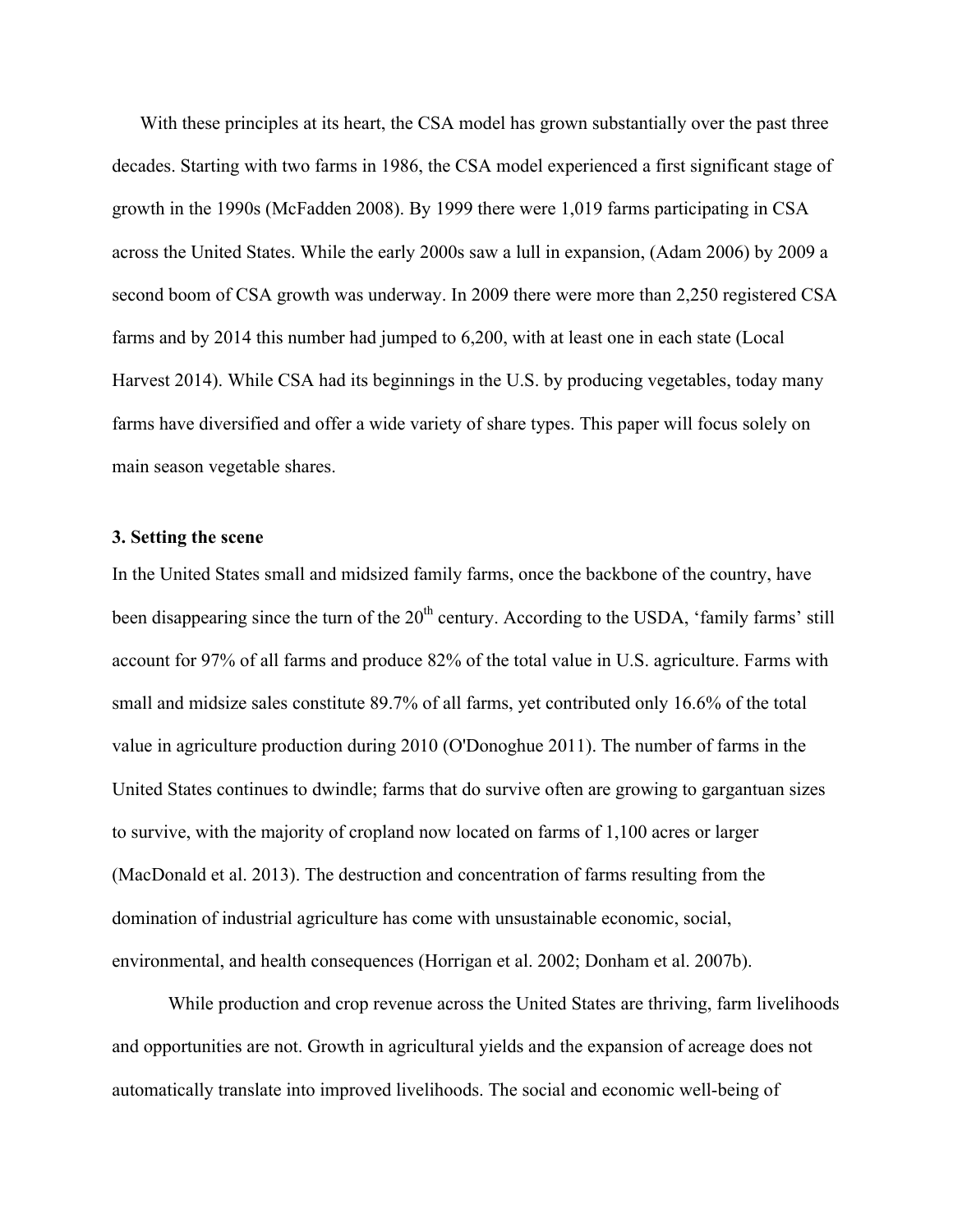With these principles at its heart, the CSA model has grown substantially over the past three decades. Starting with two farms in 1986, the CSA model experienced a first significant stage of growth in the 1990s (McFadden 2008). By 1999 there were 1,019 farms participating in CSA across the United States. While the early 2000s saw a lull in expansion, (Adam 2006) by 2009 a second boom of CSA growth was underway. In 2009 there were more than 2,250 registered CSA farms and by 2014 this number had jumped to 6,200, with at least one in each state (Local Harvest 2014). While CSA had its beginnings in the U.S. by producing vegetables, today many farms have diversified and offer a wide variety of share types. This paper will focus solely on main season vegetable shares.

### 3. Setting the scene

In the United States small and midsized family farms, once the backbone of the country, have been disappearing since the turn of the 20th century. According to the USDA, 'family farms' still account for 97% of all farms and produce 82% of the total value in U.S. agriculture. Farms with small and midsize sales constitute 89.7% of all farms, yet contributed only 16.6% of the total value in agriculture production during 2010 (O'Donoghue 2011). The number of farms in the United States continues to dwindle; farms that do survive often are growing to gargantuan sizes to survive, with the majority of cropland now located on farms of 1,100 acres or larger (MacDonald et al. 2013). The destruction and concentration of farms resulting from the domination of industrial agriculture has come with unsustainable economic, social, environmental, and health consequences (Horrigan et al. 2002; Donham et al. 2007b).

While production and crop revenue across the United States are thriving, farm livelihoods and opportunities are not. Growth in agricultural yields and the expansion of acreage does not automatically translate into improved livelihoods. The social and economic well-being of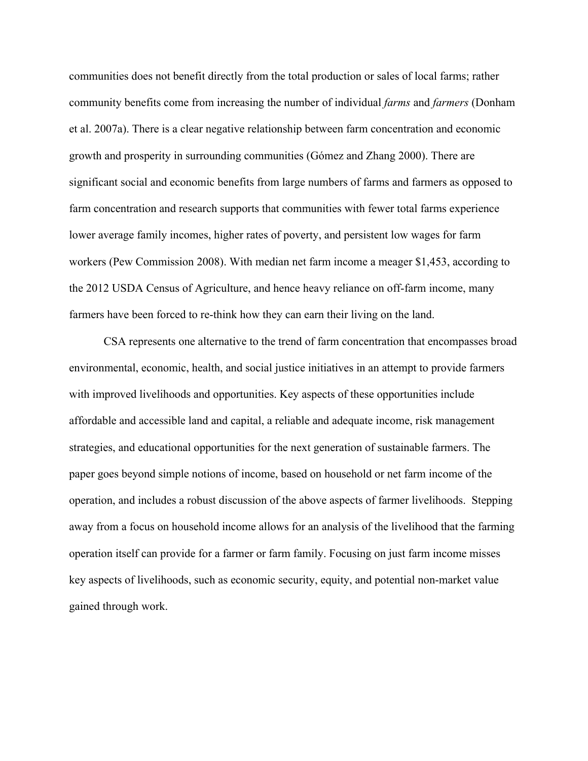communities does not benefit directly from the total production or sales of local farms; rather community benefits come from increasing the number of individual *farms* and *farmers* (Donham et al. 2007a). There is a clear negative relationship between farm concentration and economic growth and prosperity in surrounding communities (Gómez and Zhang 2000). There are significant social and economic benefits from large numbers of farms and farmers as opposed to farm concentration and research supports that communities with fewer total farms experience lower average family incomes, higher rates of poverty, and persistent low wages for farm workers (Pew Commission 2008). With median net farm income a meager $1,453, according to the 2012 USDA Census of Agriculture, and hence heavy reliance on off-farm income, many farmers have been forced to re-think how they can earn their living on the land.

CSA represents one alternative to the trend of farm concentration that encompasses broad environmental, economic, health, and social justice initiatives in an attempt to provide farmers with improved livelihoods and opportunities. Key aspects of these opportunities include affordable and accessible land and capital, a reliable and adequate income, risk management strategies, and educational opportunities for the next generation of sustainable farmers. The paper goes beyond simple notions of income, based on household or net farm income of the operation, and includes a robust discussion of the above aspects of farmer livelihoods. Stepping away from a focus on household income allows for an analysis of the livelihood that the farming operation itself can provide for a farmer or farm family. Focusing on just farm income misses key aspects of livelihoods, such as economic security, equity, and potential non-market value gained through work.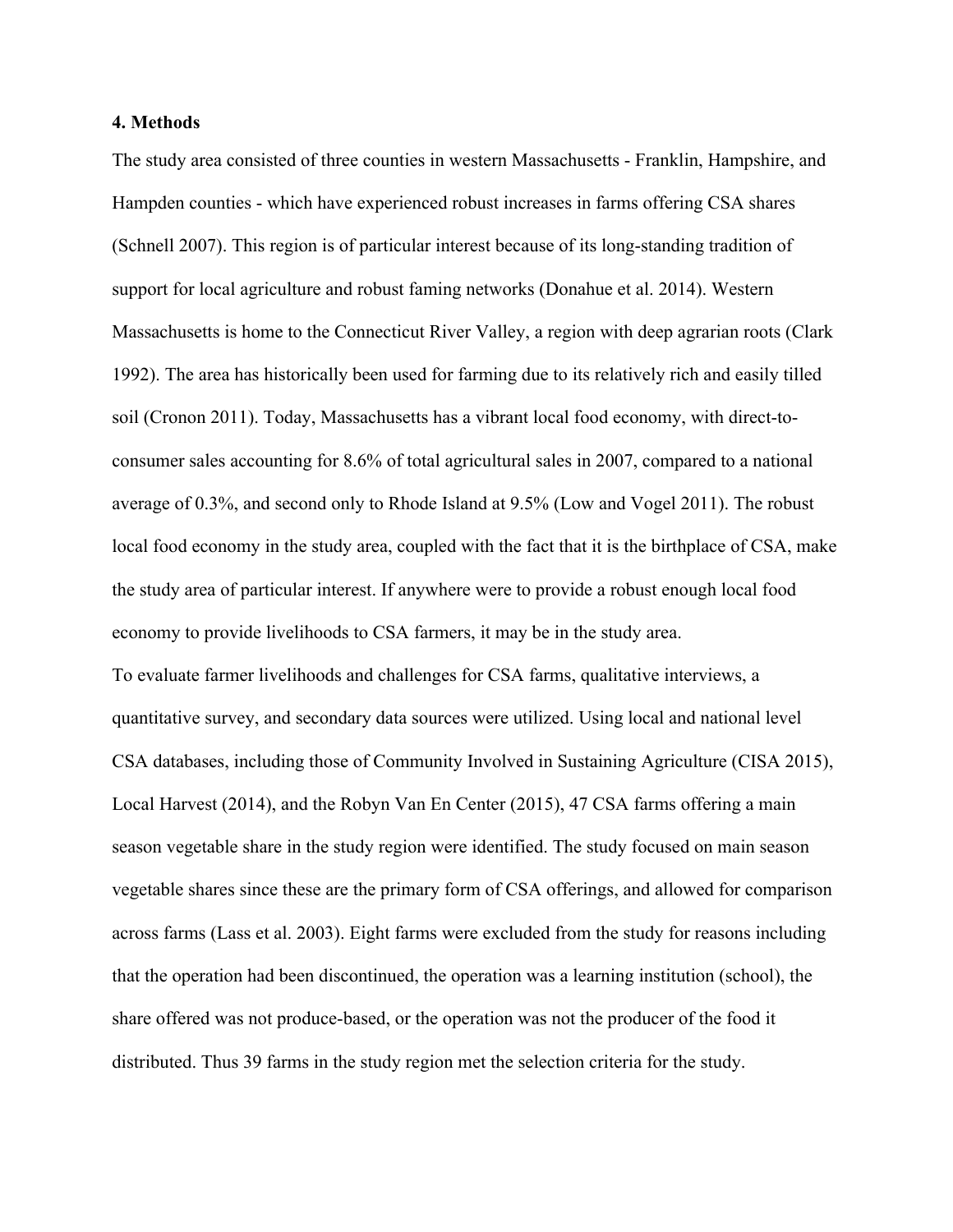**4. Methods**

The study area consisted of three counties in western Massachusetts - Franklin, Hampshire, and Hampden counties - which have experienced robust increases in farms offering CSA shares (Schnell 2007). This region is of particular interest because of its long-standing tradition of support for local agriculture and robust faming networks (Donahue et al. 2014). Western Massachusetts is home to the Connecticut River Valley, a region with deep agrarian roots (Clark 1992). The area has historically been used for farming due to its relatively rich and easily tilled soil (Cronon 2011). Today, Massachusetts has a vibrant local food economy, with direct-to-consumer sales accounting for 8.6% of total agricultural sales in 2007, compared to a national average of 0.3%, and second only to Rhode Island at 9.5% (Low and Vogel 2011). The robust local food economy in the study area, coupled with the fact that it is the birthplace of CSA, make the study area of particular interest. If anywhere were to provide a robust enough local food economy to provide livelihoods to CSA farmers, it may be in the study area.

To evaluate farmer livelihoods and challenges for CSA farms, qualitative interviews, a quantitative survey, and secondary data sources were utilized. Using local and national level CSA databases, including those of Community Involved in Sustaining Agriculture (CISA 2015), Local Harvest (2014), and the Robyn Van En Center (2015), 47 CSA farms offering a main season vegetable share in the study region were identified. The study focused on main season vegetable shares since these are the primary form of CSA offerings, and allowed for comparison across farms (Lass et al. 2003). Eight farms were excluded from the study for reasons including that the operation had been discontinued, the operation was a learning institution (school), the share offered was not produce-based, or the operation was not the producer of the food it distributed. Thus 39 farms in the study region met the selection criteria for the study.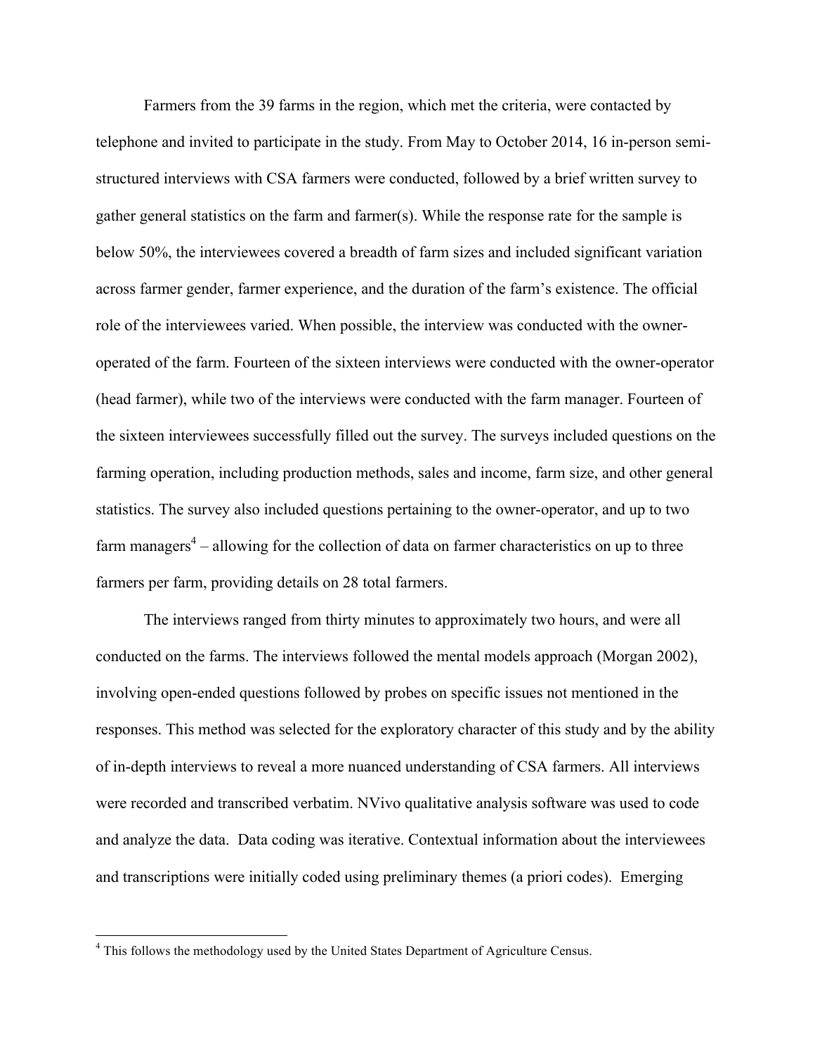Farmers from the 39 farms in the region, which met the criteria, were contacted by telephone and invited to participate in the study. From May to October 2014, 16 in-person semi-structured interviews with CSA farmers were conducted, followed by a brief written survey to gather general statistics on the farm and farmer(s). While the response rate for the sample is below 50%, the interviewees covered a breadth of farm sizes and included significant variation across farmer gender, farmer experience, and the duration of the farm's existence. The official role of the interviewees varied. When possible, the interview was conducted with the owner-operated of the farm. Fourteen of the sixteen interviews were conducted with the owner-operator (head farmer), while two of the interviews were conducted with the farm manager. Fourteen of the sixteen interviewees successfully filled out the survey. The surveys included questions on the farming operation, including production methods, sales and income, farm size, and other general statistics. The survey also included questions pertaining to the owner-operator, and up to two farm managers[4] – allowing for the collection of data on farmer characteristics on up to three farmers per farm, providing details on 28 total farmers.

The interviews ranged from thirty minutes to approximately two hours, and were all conducted on the farms. The interviews followed the mental models approach (Morgan 2002), involving open-ended questions followed by probes on specific issues not mentioned in the responses. This method was selected for the exploratory character of this study and by the ability of in-depth interviews to reveal a more nuanced understanding of CSA farmers. All interviews were recorded and transcribed verbatim. NVivo qualitative analysis software was used to code and analyze the data. Data coding was iterative. Contextual information about the interviewees and transcriptions were initially coded using preliminary themes (a priori codes). Emerging

[4] This follows the methodology used by the United States Department of Agriculture Census.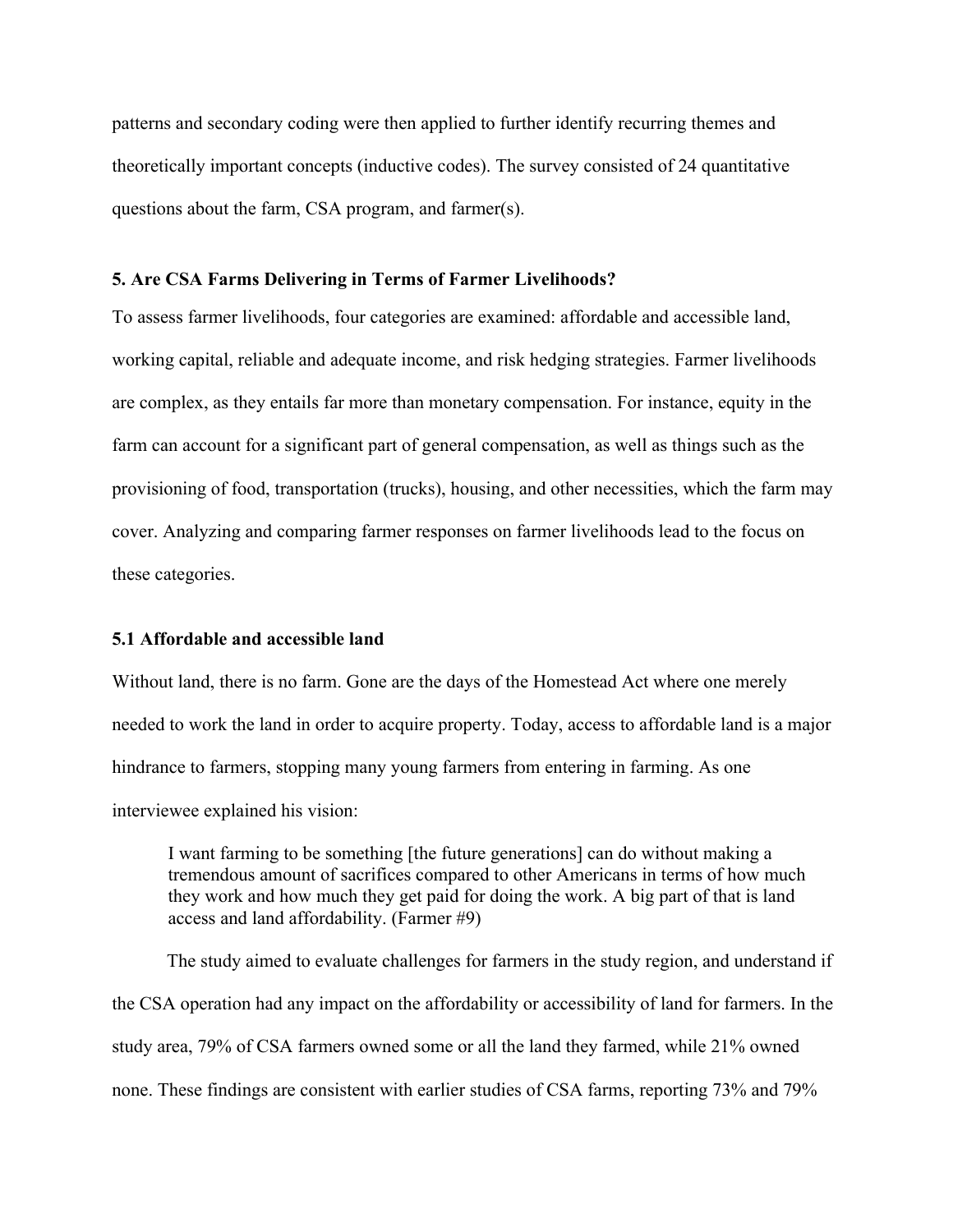patterns and secondary coding were then applied to further identify recurring themes and theoretically important concepts (inductive codes). The survey consisted of 24 quantitative questions about the farm, CSA program, and farmer(s).

## 5. Are CSA Farms Delivering in Terms of Farmer Livelihoods?

To assess farmer livelihoods, four categories are examined: affordable and accessible land, working capital, reliable and adequate income, and risk hedging strategies. Farmer livelihoods are complex, as they entails far more than monetary compensation. For instance, equity in the farm can account for a significant part of general compensation, as well as things such as the provisioning of food, transportation (trucks), housing, and other necessities, which the farm may cover. Analyzing and comparing farmer responses on farmer livelihoods lead to the focus on these categories.

### 5.1 Affordable and accessible land

Without land, there is no farm. Gone are the days of the Homestead Act where one merely needed to work the land in order to acquire property. Today, access to affordable land is a major hindrance to farmers, stopping many young farmers from entering in farming. As one interviewee explained his vision:

> I want farming to be something [the future generations] can do without making a tremendous amount of sacrifices compared to other Americans in terms of how much they work and how much they get paid for doing the work. A big part of that is land access and land affordability. (Farmer #9)

The study aimed to evaluate challenges for farmers in the study region, and understand if the CSA operation had any impact on the affordability or accessibility of land for farmers. In the study area, 79% of CSA farmers owned some or all the land they farmed, while 21% owned none. These findings are consistent with earlier studies of CSA farms, reporting 73% and 79%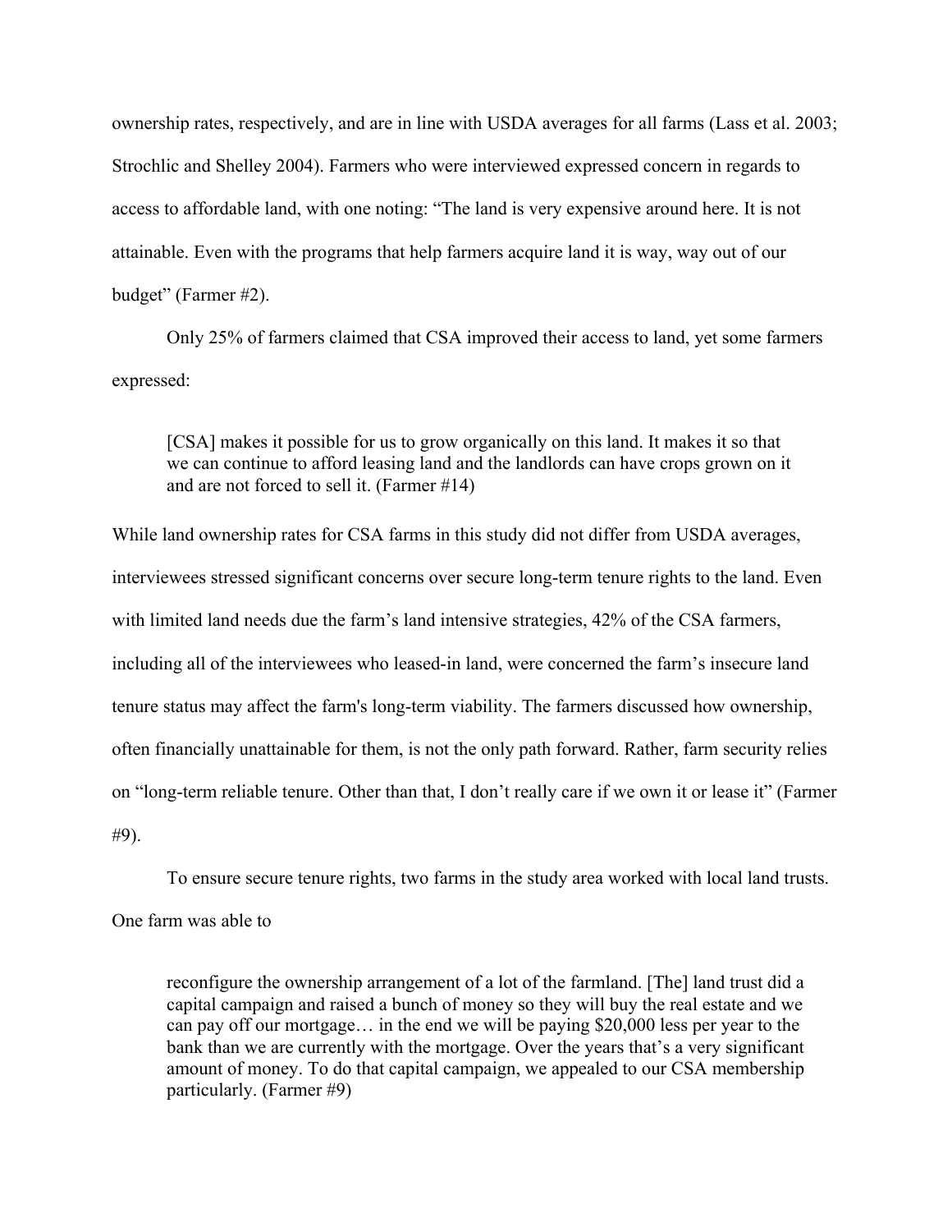ownership rates, respectively, and are in line with USDA averages for all farms (Lass et al. 2003; Strochlic and Shelley 2004). Farmers who were interviewed expressed concern in regards to access to affordable land, with one noting: "The land is very expensive around here. It is not attainable. Even with the programs that help farmers acquire land it is way, way out of our budget" (Farmer #2).

Only 25% of farmers claimed that CSA improved their access to land, yet some farmers expressed:

> [CSA] makes it possible for us to grow organically on this land. It makes it so that we can continue to afford leasing land and the landlords can have crops grown on it and are not forced to sell it. (Farmer #14)

While land ownership rates for CSA farms in this study did not differ from USDA averages, interviewees stressed significant concerns over secure long-term tenure rights to the land. Even with limited land needs due the farm's land intensive strategies, 42% of the CSA farmers, including all of the interviewees who leased-in land, were concerned the farm's insecure land tenure status may affect the farm's long-term viability. The farmers discussed how ownership, often financially unattainable for them, is not the only path forward. Rather, farm security relies on "long-term reliable tenure. Other than that, I don't really care if we own it or lease it" (Farmer #9).

To ensure secure tenure rights, two farms in the study area worked with local land trusts. One farm was able to

> reconfigure the ownership arrangement of a lot of the farmland. [The] land trust did a capital campaign and raised a bunch of money so they will buy the real estate and we can pay off our mortgage… in the end we will be paying $20,000 less per year to the bank than we are currently with the mortgage. Over the years that's a very significant amount of money. To do that capital campaign, we appealed to our CSA membership particularly. (Farmer #9)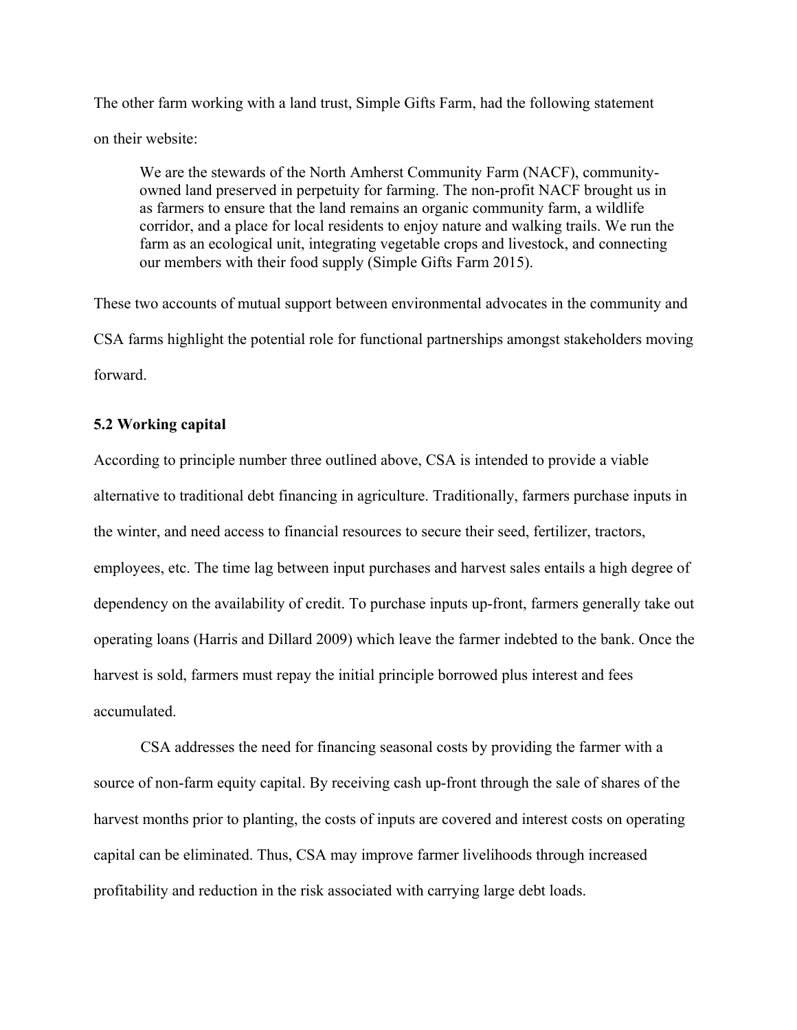The other farm working with a land trust, Simple Gifts Farm, had the following statement on their website:

> We are the stewards of the North Amherst Community Farm (NACF), community-owned land preserved in perpetuity for farming. The non-profit NACF brought us in as farmers to ensure that the land remains an organic community farm, a wildlife corridor, and a place for local residents to enjoy nature and walking trails. We run the farm as an ecological unit, integrating vegetable crops and livestock, and connecting our members with their food supply (Simple Gifts Farm 2015).

These two accounts of mutual support between environmental advocates in the community and CSA farms highlight the potential role for functional partnerships amongst stakeholders moving forward.

### 5.2 Working capital

According to principle number three outlined above, CSA is intended to provide a viable alternative to traditional debt financing in agriculture. Traditionally, farmers purchase inputs in the winter, and need access to financial resources to secure their seed, fertilizer, tractors, employees, etc. The time lag between input purchases and harvest sales entails a high degree of dependency on the availability of credit. To purchase inputs up-front, farmers generally take out operating loans (Harris and Dillard 2009) which leave the farmer indebted to the bank. Once the harvest is sold, farmers must repay the initial principle borrowed plus interest and fees accumulated.

CSA addresses the need for financing seasonal costs by providing the farmer with a source of non-farm equity capital. By receiving cash up-front through the sale of shares of the harvest months prior to planting, the costs of inputs are covered and interest costs on operating capital can be eliminated. Thus, CSA may improve farmer livelihoods through increased profitability and reduction in the risk associated with carrying large debt loads.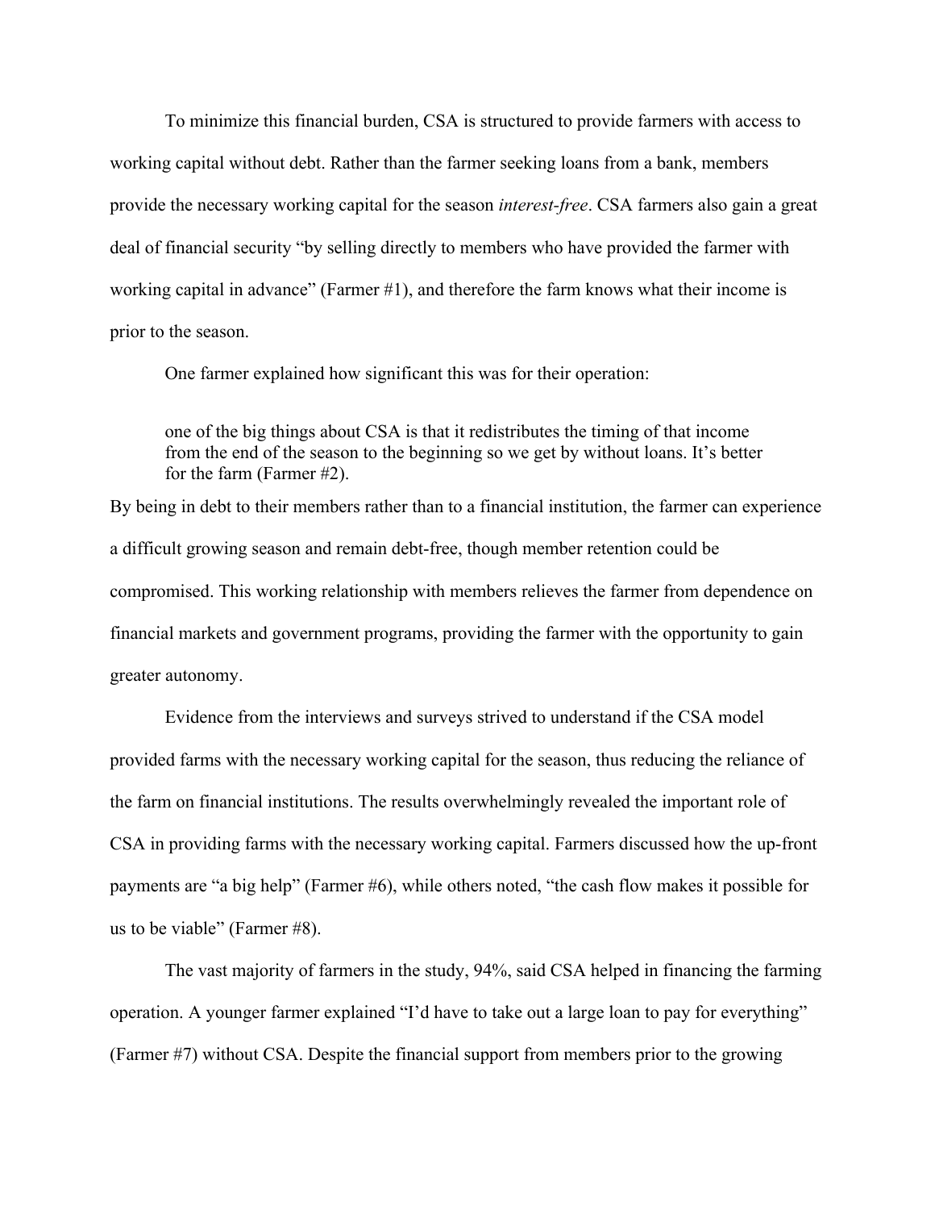To minimize this financial burden, CSA is structured to provide farmers with access to working capital without debt. Rather than the farmer seeking loans from a bank, members provide the necessary working capital for the season *interest-free*. CSA farmers also gain a great deal of financial security "by selling directly to members who have provided the farmer with working capital in advance" (Farmer #1), and therefore the farm knows what their income is prior to the season.

One farmer explained how significant this was for their operation:

> one of the big things about CSA is that it redistributes the timing of that income from the end of the season to the beginning so we get by without loans. It's better for the farm (Farmer #2).

By being in debt to their members rather than to a financial institution, the farmer can experience a difficult growing season and remain debt-free, though member retention could be compromised. This working relationship with members relieves the farmer from dependence on financial markets and government programs, providing the farmer with the opportunity to gain greater autonomy.

Evidence from the interviews and surveys strived to understand if the CSA model provided farms with the necessary working capital for the season, thus reducing the reliance of the farm on financial institutions. The results overwhelmingly revealed the important role of CSA in providing farms with the necessary working capital. Farmers discussed how the up-front payments are "a big help" (Farmer #6), while others noted, "the cash flow makes it possible for us to be viable" (Farmer #8).

The vast majority of farmers in the study, 94%, said CSA helped in financing the farming operation. A younger farmer explained "I'd have to take out a large loan to pay for everything" (Farmer #7) without CSA. Despite the financial support from members prior to the growing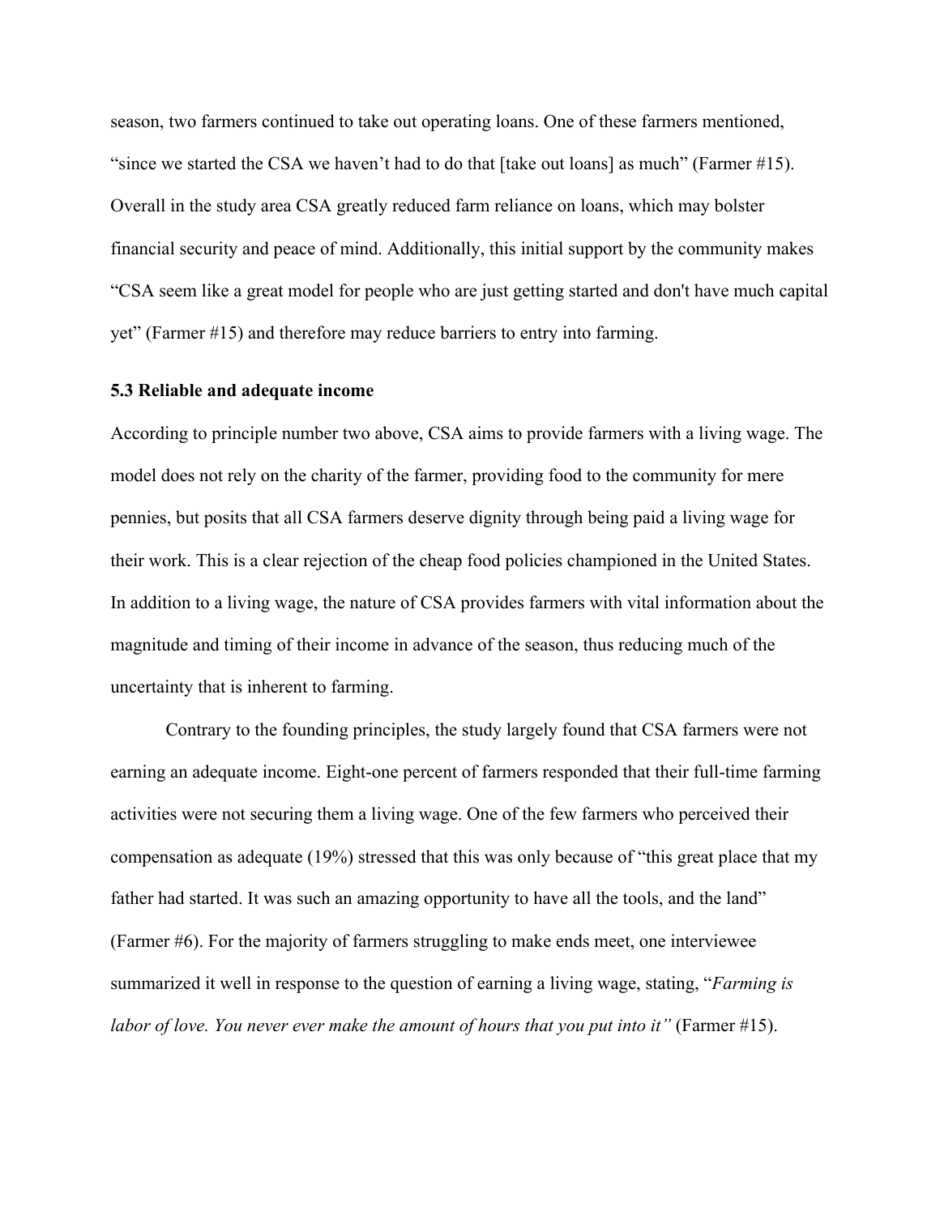season, two farmers continued to take out operating loans. One of these farmers mentioned, "since we started the CSA we haven't had to do that [take out loans] as much" (Farmer #15). Overall in the study area CSA greatly reduced farm reliance on loans, which may bolster financial security and peace of mind. Additionally, this initial support by the community makes "CSA seem like a great model for people who are just getting started and don't have much capital yet" (Farmer #15) and therefore may reduce barriers to entry into farming.

### 5.3 Reliable and adequate income

According to principle number two above, CSA aims to provide farmers with a living wage. The model does not rely on the charity of the farmer, providing food to the community for mere pennies, but posits that all CSA farmers deserve dignity through being paid a living wage for their work. This is a clear rejection of the cheap food policies championed in the United States. In addition to a living wage, the nature of CSA provides farmers with vital information about the magnitude and timing of their income in advance of the season, thus reducing much of the uncertainty that is inherent to farming.

Contrary to the founding principles, the study largely found that CSA farmers were not earning an adequate income. Eight-one percent of farmers responded that their full-time farming activities were not securing them a living wage. One of the few farmers who perceived their compensation as adequate (19%) stressed that this was only because of "this great place that my father had started. It was such an amazing opportunity to have all the tools, and the land" (Farmer #6). For the majority of farmers struggling to make ends meet, one interviewee summarized it well in response to the question of earning a living wage, stating, "*Farming is labor of love. You never ever make the amount of hours that you put into it"* (Farmer #15).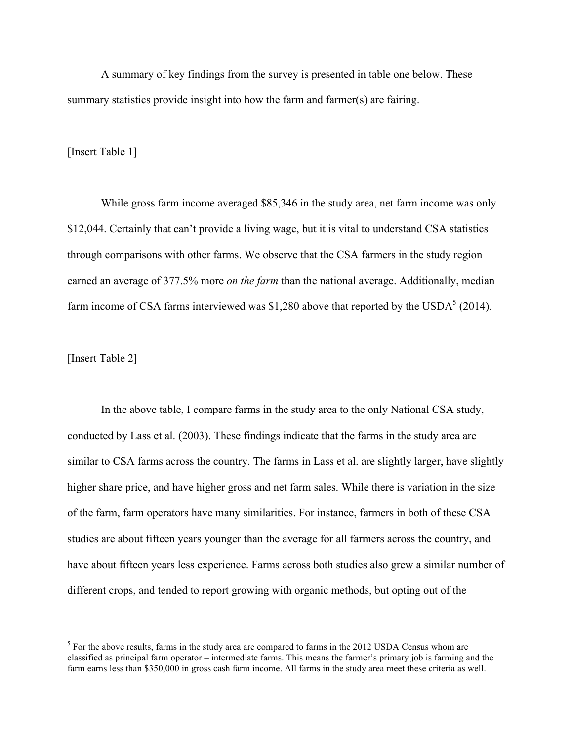A summary of key findings from the survey is presented in table one below. These summary statistics provide insight into how the farm and farmer(s) are fairing.

[Insert Table 1]

While gross farm income averaged $85,346 in the study area, net farm income was only $12,044. Certainly that can't provide a living wage, but it is vital to understand CSA statistics through comparisons with other farms. We observe that the CSA farmers in the study region earned an average of 377.5% more *on the farm* than the national average. Additionally, median farm income of CSA farms interviewed was $1,280 above that reported by the USDA[5] (2014).

[Insert Table 2]

In the above table, I compare farms in the study area to the only National CSA study, conducted by Lass et al. (2003). These findings indicate that the farms in the study area are similar to CSA farms across the country. The farms in Lass et al. are slightly larger, have slightly higher share price, and have higher gross and net farm sales. While there is variation in the size of the farm, farm operators have many similarities. For instance, farmers in both of these CSA studies are about fifteen years younger than the average for all farmers across the country, and have about fifteen years less experience. Farms across both studies also grew a similar number of different crops, and tended to report growing with organic methods, but opting out of the

[5] For the above results, farms in the study area are compared to farms in the 2012 USDA Census whom are classified as principal farm operator – intermediate farms. This means the farmer's primary job is farming and the farm earns less than $350,000 in gross cash farm income. All farms in the study area meet these criteria as well.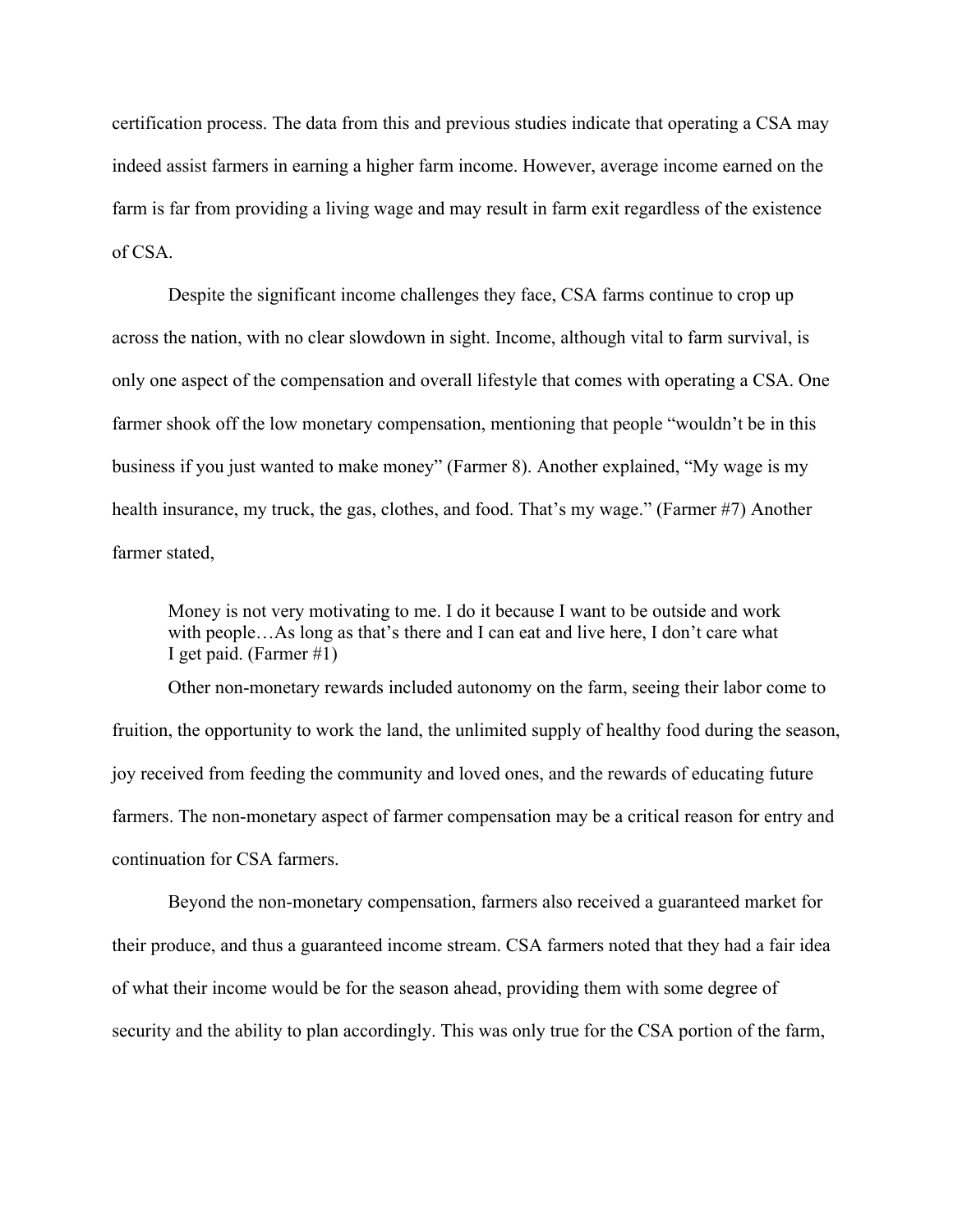certification process. The data from this and previous studies indicate that operating a CSA may indeed assist farmers in earning a higher farm income. However, average income earned on the farm is far from providing a living wage and may result in farm exit regardless of the existence of CSA.

Despite the significant income challenges they face, CSA farms continue to crop up across the nation, with no clear slowdown in sight. Income, although vital to farm survival, is only one aspect of the compensation and overall lifestyle that comes with operating a CSA. One farmer shook off the low monetary compensation, mentioning that people "wouldn't be in this business if you just wanted to make money" (Farmer 8). Another explained, "My wage is my health insurance, my truck, the gas, clothes, and food. That's my wage." (Farmer #7) Another farmer stated,

> Money is not very motivating to me. I do it because I want to be outside and work with people…As long as that's there and I can eat and live here, I don't care what I get paid. (Farmer #1)

Other non-monetary rewards included autonomy on the farm, seeing their labor come to fruition, the opportunity to work the land, the unlimited supply of healthy food during the season, joy received from feeding the community and loved ones, and the rewards of educating future farmers. The non-monetary aspect of farmer compensation may be a critical reason for entry and continuation for CSA farmers.

Beyond the non-monetary compensation, farmers also received a guaranteed market for their produce, and thus a guaranteed income stream. CSA farmers noted that they had a fair idea of what their income would be for the season ahead, providing them with some degree of security and the ability to plan accordingly. This was only true for the CSA portion of the farm,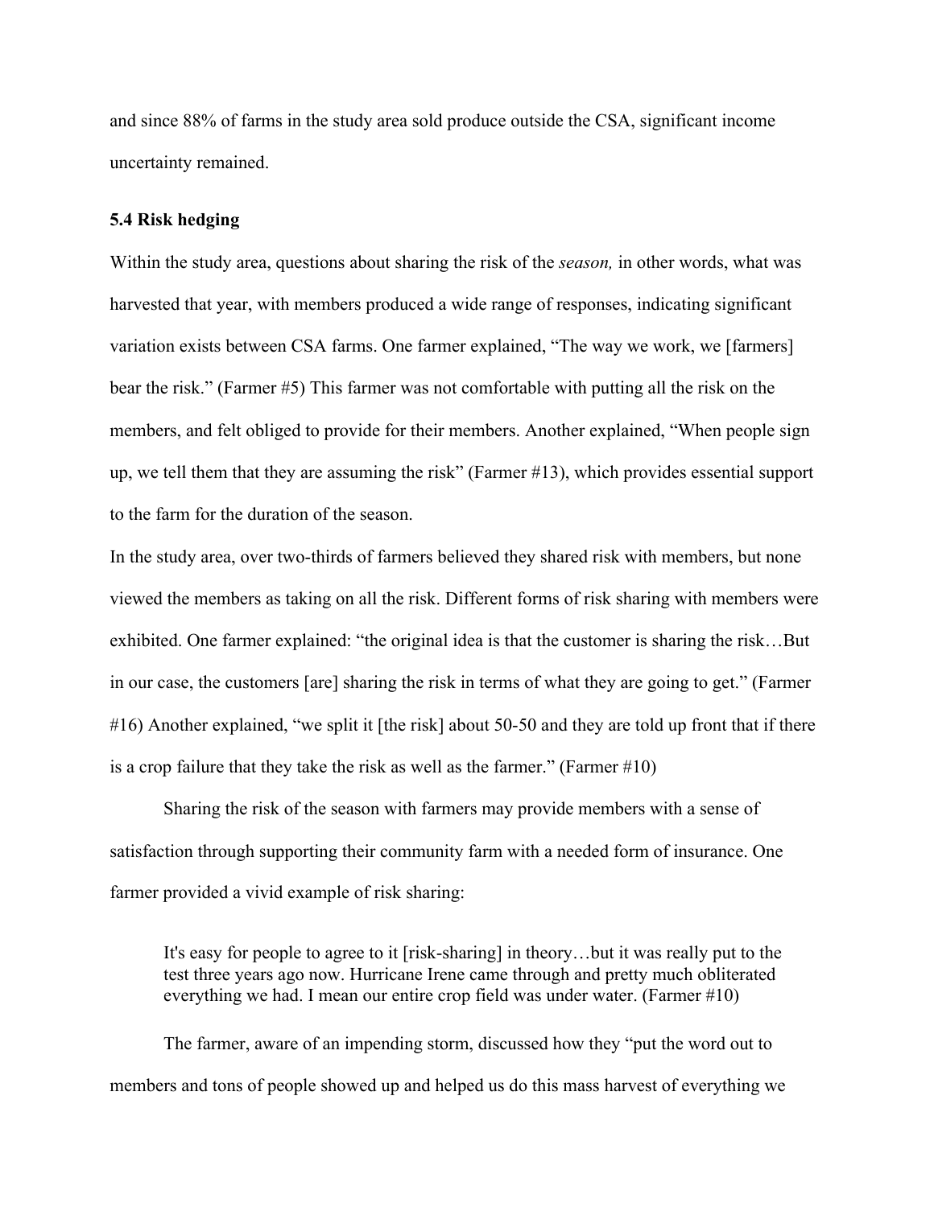and since 88% of farms in the study area sold produce outside the CSA, significant income uncertainty remained.

### 5.4 Risk hedging

Within the study area, questions about sharing the risk of the *season,* in other words, what was harvested that year, with members produced a wide range of responses, indicating significant variation exists between CSA farms. One farmer explained, "The way we work, we [farmers] bear the risk." (Farmer #5) This farmer was not comfortable with putting all the risk on the members, and felt obliged to provide for their members. Another explained, "When people sign up, we tell them that they are assuming the risk" (Farmer #13), which provides essential support to the farm for the duration of the season.

In the study area, over two-thirds of farmers believed they shared risk with members, but none viewed the members as taking on all the risk. Different forms of risk sharing with members were exhibited. One farmer explained: "the original idea is that the customer is sharing the risk…But in our case, the customers [are] sharing the risk in terms of what they are going to get." (Farmer #16) Another explained, "we split it [the risk] about 50-50 and they are told up front that if there is a crop failure that they take the risk as well as the farmer." (Farmer #10)

Sharing the risk of the season with farmers may provide members with a sense of satisfaction through supporting their community farm with a needed form of insurance. One farmer provided a vivid example of risk sharing:

> It's easy for people to agree to it [risk-sharing] in theory…but it was really put to the test three years ago now. Hurricane Irene came through and pretty much obliterated everything we had. I mean our entire crop field was under water. (Farmer #10)

The farmer, aware of an impending storm, discussed how they "put the word out to members and tons of people showed up and helped us do this mass harvest of everything we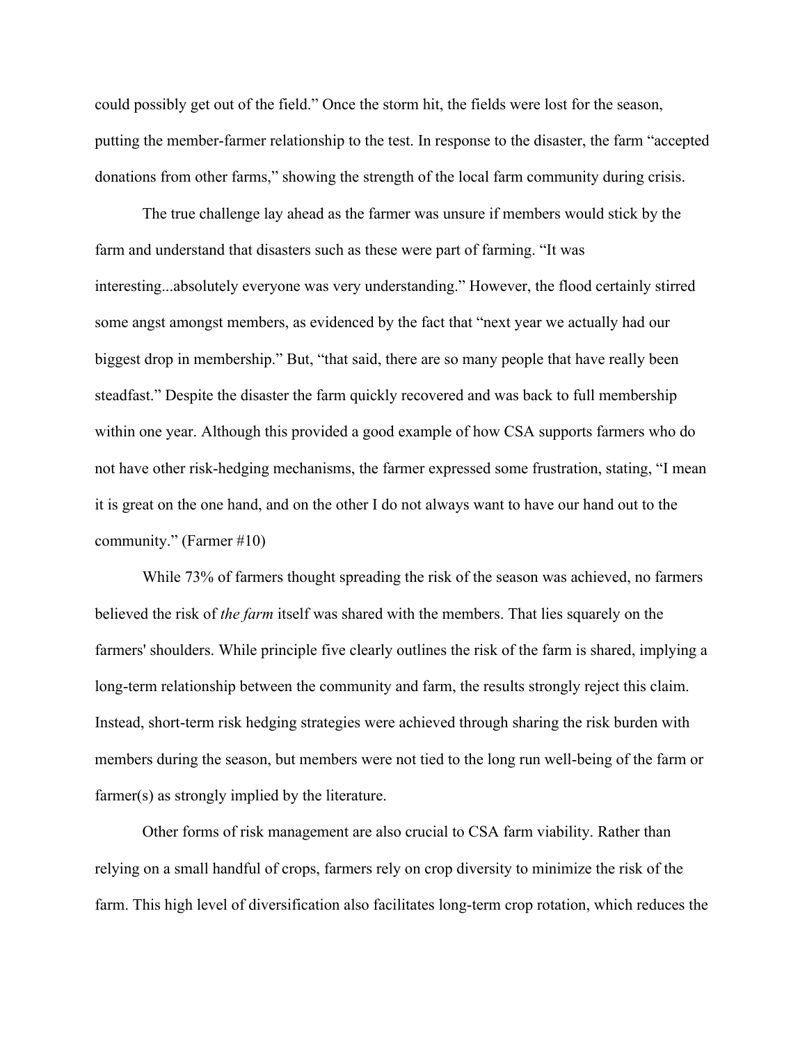could possibly get out of the field." Once the storm hit, the fields were lost for the season, putting the member-farmer relationship to the test. In response to the disaster, the farm "accepted donations from other farms," showing the strength of the local farm community during crisis.

The true challenge lay ahead as the farmer was unsure if members would stick by the farm and understand that disasters such as these were part of farming. "It was interesting...absolutely everyone was very understanding." However, the flood certainly stirred some angst amongst members, as evidenced by the fact that "next year we actually had our biggest drop in membership." But, "that said, there are so many people that have really been steadfast." Despite the disaster the farm quickly recovered and was back to full membership within one year. Although this provided a good example of how CSA supports farmers who do not have other risk-hedging mechanisms, the farmer expressed some frustration, stating, "I mean it is great on the one hand, and on the other I do not always want to have our hand out to the community." (Farmer #10)

While 73% of farmers thought spreading the risk of the season was achieved, no farmers believed the risk of *the farm* itself was shared with the members. That lies squarely on the farmers' shoulders. While principle five clearly outlines the risk of the farm is shared, implying a long-term relationship between the community and farm, the results strongly reject this claim. Instead, short-term risk hedging strategies were achieved through sharing the risk burden with members during the season, but members were not tied to the long run well-being of the farm or farmer(s) as strongly implied by the literature.

Other forms of risk management are also crucial to CSA farm viability. Rather than relying on a small handful of crops, farmers rely on crop diversity to minimize the risk of the farm. This high level of diversification also facilitates long-term crop rotation, which reduces the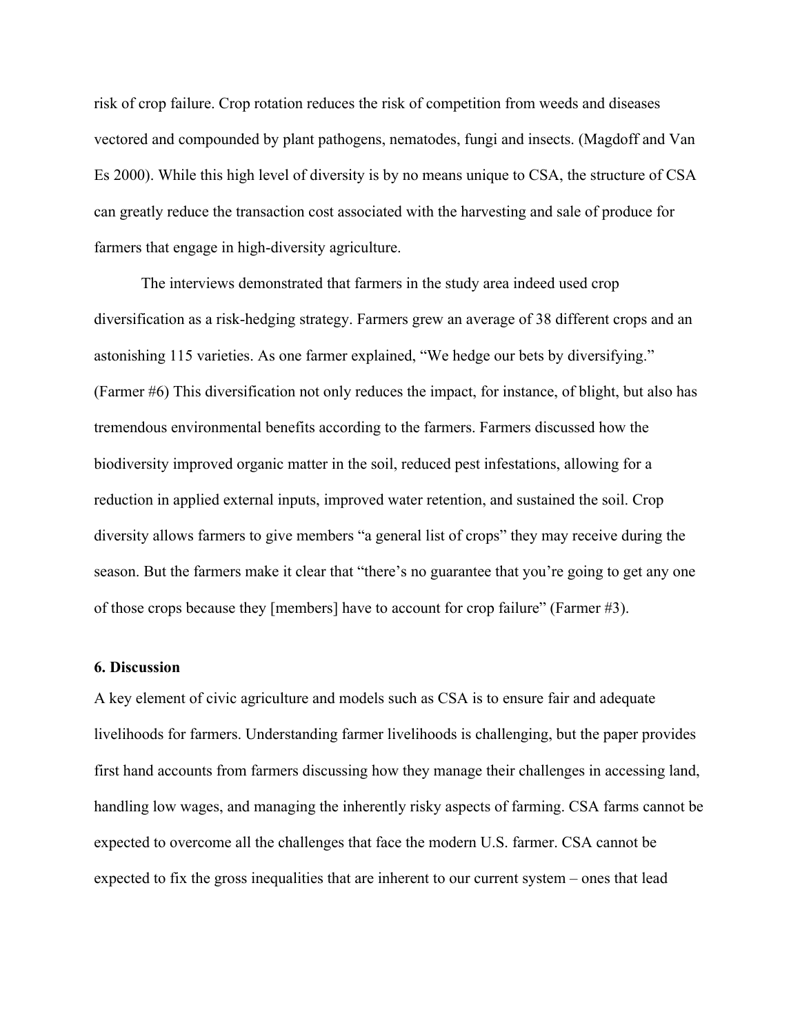risk of crop failure. Crop rotation reduces the risk of competition from weeds and diseases vectored and compounded by plant pathogens, nematodes, fungi and insects. (Magdoff and Van Es 2000). While this high level of diversity is by no means unique to CSA, the structure of CSA can greatly reduce the transaction cost associated with the harvesting and sale of produce for farmers that engage in high-diversity agriculture.

The interviews demonstrated that farmers in the study area indeed used crop diversification as a risk-hedging strategy. Farmers grew an average of 38 different crops and an astonishing 115 varieties. As one farmer explained, "We hedge our bets by diversifying." (Farmer #6) This diversification not only reduces the impact, for instance, of blight, but also has tremendous environmental benefits according to the farmers. Farmers discussed how the biodiversity improved organic matter in the soil, reduced pest infestations, allowing for a reduction in applied external inputs, improved water retention, and sustained the soil. Crop diversity allows farmers to give members "a general list of crops" they may receive during the season. But the farmers make it clear that "there's no guarantee that you're going to get any one of those crops because they [members] have to account for crop failure" (Farmer #3).

## 6. Discussion

A key element of civic agriculture and models such as CSA is to ensure fair and adequate livelihoods for farmers. Understanding farmer livelihoods is challenging, but the paper provides first hand accounts from farmers discussing how they manage their challenges in accessing land, handling low wages, and managing the inherently risky aspects of farming. CSA farms cannot be expected to overcome all the challenges that face the modern U.S. farmer. CSA cannot be expected to fix the gross inequalities that are inherent to our current system – ones that lead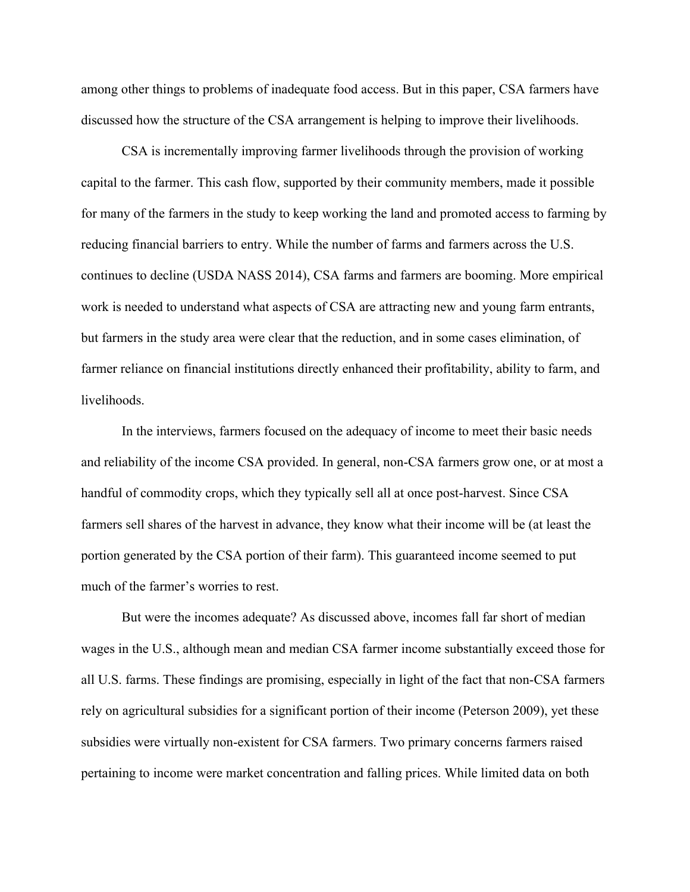among other things to problems of inadequate food access. But in this paper, CSA farmers have discussed how the structure of the CSA arrangement is helping to improve their livelihoods.

CSA is incrementally improving farmer livelihoods through the provision of working capital to the farmer. This cash flow, supported by their community members, made it possible for many of the farmers in the study to keep working the land and promoted access to farming by reducing financial barriers to entry. While the number of farms and farmers across the U.S. continues to decline (USDA NASS 2014), CSA farms and farmers are booming. More empirical work is needed to understand what aspects of CSA are attracting new and young farm entrants, but farmers in the study area were clear that the reduction, and in some cases elimination, of farmer reliance on financial institutions directly enhanced their profitability, ability to farm, and livelihoods.

In the interviews, farmers focused on the adequacy of income to meet their basic needs and reliability of the income CSA provided. In general, non-CSA farmers grow one, or at most a handful of commodity crops, which they typically sell all at once post-harvest. Since CSA farmers sell shares of the harvest in advance, they know what their income will be (at least the portion generated by the CSA portion of their farm). This guaranteed income seemed to put much of the farmer's worries to rest.

But were the incomes adequate? As discussed above, incomes fall far short of median wages in the U.S., although mean and median CSA farmer income substantially exceed those for all U.S. farms. These findings are promising, especially in light of the fact that non-CSA farmers rely on agricultural subsidies for a significant portion of their income (Peterson 2009), yet these subsidies were virtually non-existent for CSA farmers. Two primary concerns farmers raised pertaining to income were market concentration and falling prices. While limited data on both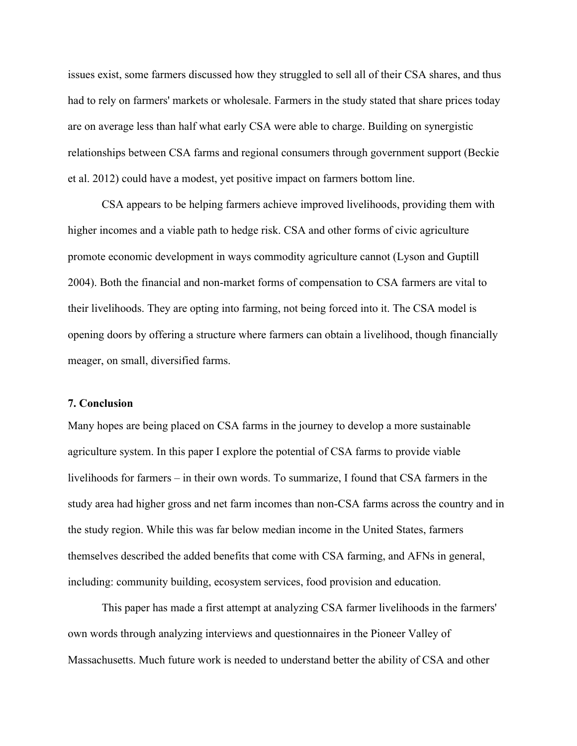issues exist, some farmers discussed how they struggled to sell all of their CSA shares, and thus had to rely on farmers' markets or wholesale. Farmers in the study stated that share prices today are on average less than half what early CSA were able to charge. Building on synergistic relationships between CSA farms and regional consumers through government support (Beckie et al. 2012) could have a modest, yet positive impact on farmers bottom line.

CSA appears to be helping farmers achieve improved livelihoods, providing them with higher incomes and a viable path to hedge risk. CSA and other forms of civic agriculture promote economic development in ways commodity agriculture cannot (Lyson and Guptill 2004). Both the financial and non-market forms of compensation to CSA farmers are vital to their livelihoods. They are opting into farming, not being forced into it. The CSA model is opening doors by offering a structure where farmers can obtain a livelihood, though financially meager, on small, diversified farms.

## 7. Conclusion

Many hopes are being placed on CSA farms in the journey to develop a more sustainable agriculture system. In this paper I explore the potential of CSA farms to provide viable livelihoods for farmers – in their own words. To summarize, I found that CSA farmers in the study area had higher gross and net farm incomes than non-CSA farms across the country and in the study region. While this was far below median income in the United States, farmers themselves described the added benefits that come with CSA farming, and AFNs in general, including: community building, ecosystem services, food provision and education.

This paper has made a first attempt at analyzing CSA farmer livelihoods in the farmers' own words through analyzing interviews and questionnaires in the Pioneer Valley of Massachusetts. Much future work is needed to understand better the ability of CSA and other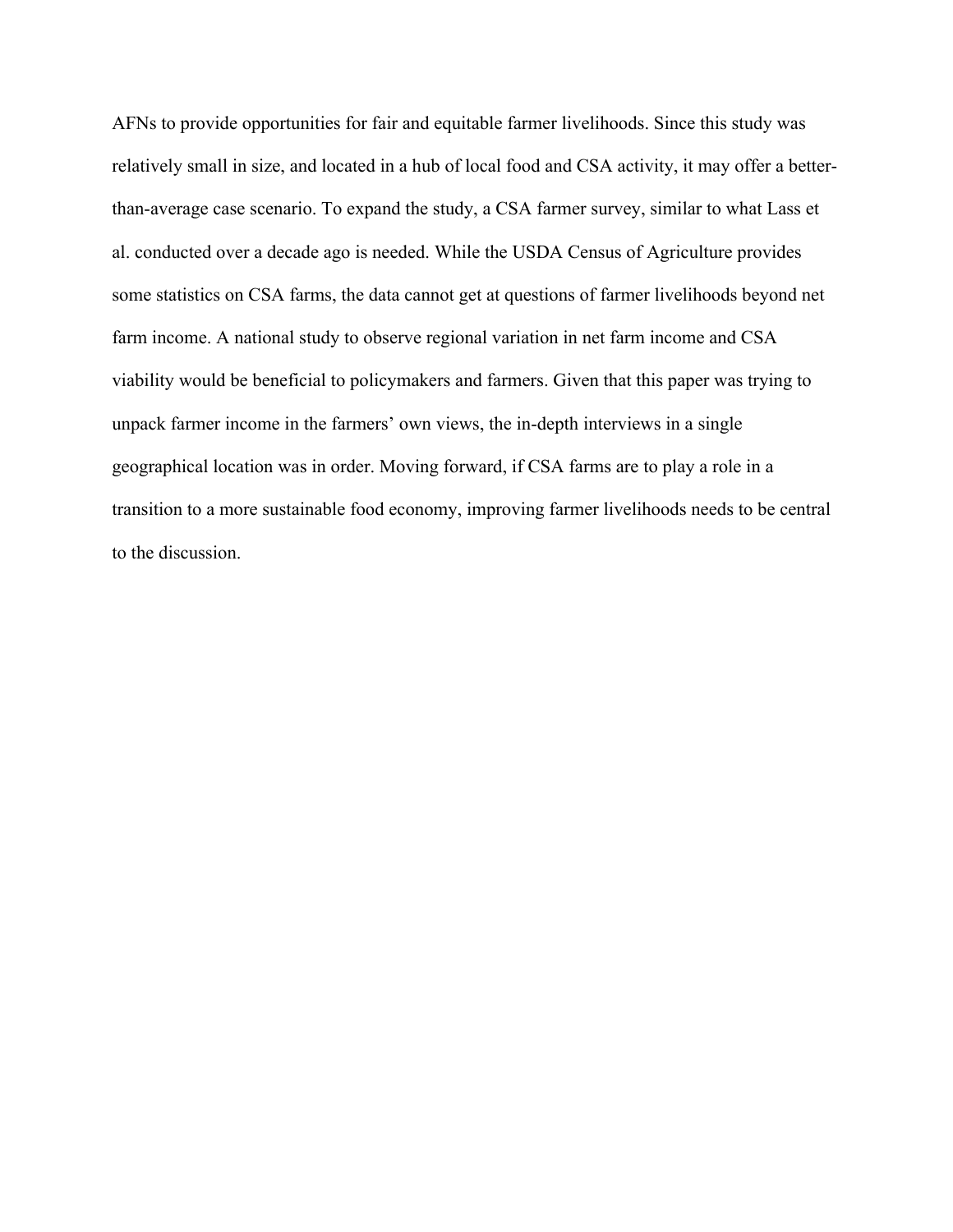AFNs to provide opportunities for fair and equitable farmer livelihoods. Since this study was relatively small in size, and located in a hub of local food and CSA activity, it may offer a better-than-average case scenario. To expand the study, a CSA farmer survey, similar to what Lass et al. conducted over a decade ago is needed. While the USDA Census of Agriculture provides some statistics on CSA farms, the data cannot get at questions of farmer livelihoods beyond net farm income. A national study to observe regional variation in net farm income and CSA viability would be beneficial to policymakers and farmers. Given that this paper was trying to unpack farmer income in the farmers' own views, the in-depth interviews in a single geographical location was in order. Moving forward, if CSA farms are to play a role in a transition to a more sustainable food economy, improving farmer livelihoods needs to be central to the discussion.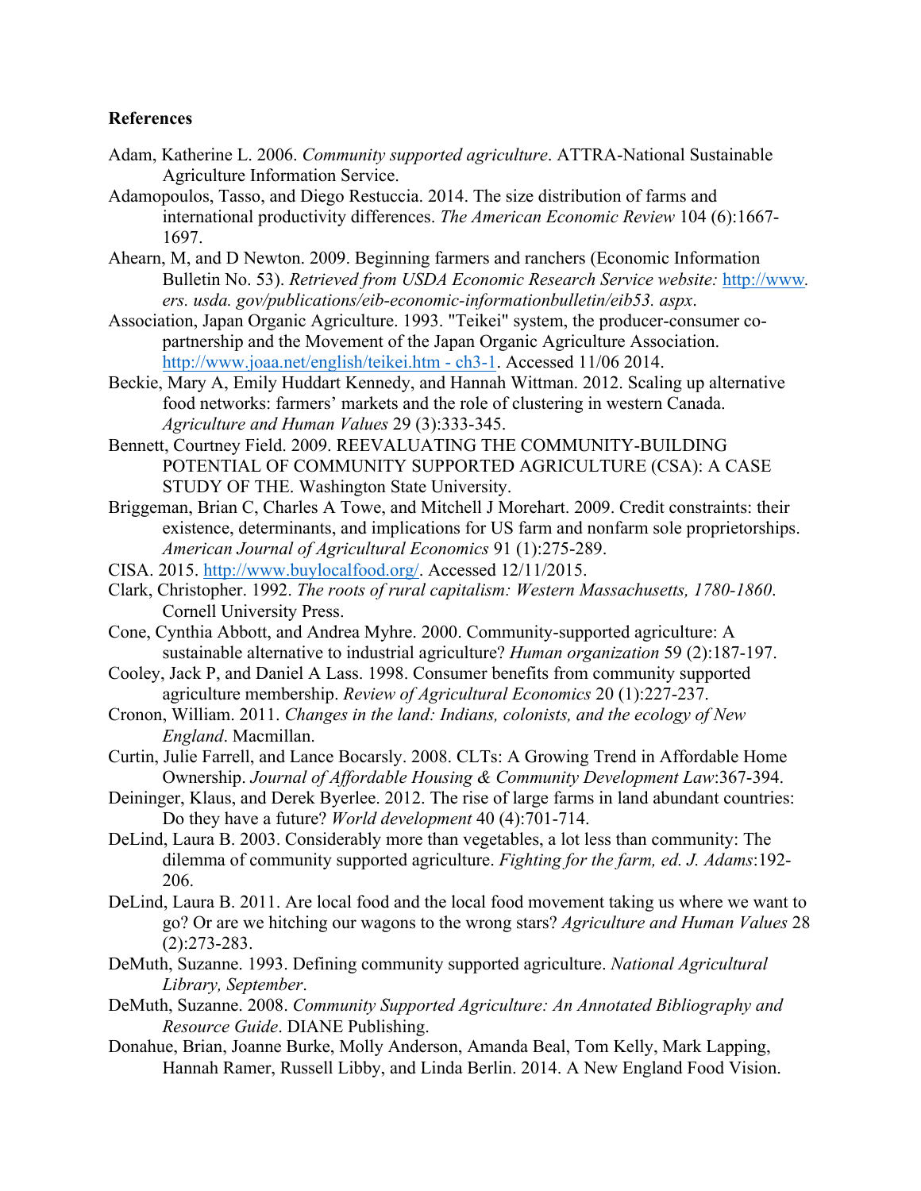**References**

Adam, Katherine L. 2006. *Community supported agriculture*. ATTRA-National Sustainable Agriculture Information Service.

Adamopoulos, Tasso, and Diego Restuccia. 2014. The size distribution of farms and international productivity differences. *The American Economic Review* 104 (6):1667-1697.

Ahearn, M, and D Newton. 2009. Beginning farmers and ranchers (Economic Information Bulletin No. 53). *Retrieved from USDA Economic Research Service website:* http://www. *ers. usda. gov/publications/eib-economic-informationbulletin/eib53. aspx*.

Association, Japan Organic Agriculture. 1993. "Teikei" system, the producer-consumer co-partnership and the Movement of the Japan Organic Agriculture Association. http://www.joaa.net/english/teikei.htm - ch3-1. Accessed 11/06 2014.

Beckie, Mary A, Emily Huddart Kennedy, and Hannah Wittman. 2012. Scaling up alternative food networks: farmers' markets and the role of clustering in western Canada. *Agriculture and Human Values* 29 (3):333-345.

Bennett, Courtney Field. 2009. REEVALUATING THE COMMUNITY-BUILDING POTENTIAL OF COMMUNITY SUPPORTED AGRICULTURE (CSA): A CASE STUDY OF THE. Washington State University.

Briggeman, Brian C, Charles A Towe, and Mitchell J Morehart. 2009. Credit constraints: their existence, determinants, and implications for US farm and nonfarm sole proprietorships. *American Journal of Agricultural Economics* 91 (1):275-289.

CISA. 2015. http://www.buylocalfood.org/. Accessed 12/11/2015.

Clark, Christopher. 1992. *The roots of rural capitalism: Western Massachusetts, 1780-1860*. Cornell University Press.

Cone, Cynthia Abbott, and Andrea Myhre. 2000. Community-supported agriculture: A sustainable alternative to industrial agriculture? *Human organization* 59 (2):187-197.

Cooley, Jack P, and Daniel A Lass. 1998. Consumer benefits from community supported agriculture membership. *Review of Agricultural Economics* 20 (1):227-237.

Cronon, William. 2011. *Changes in the land: Indians, colonists, and the ecology of New England*. Macmillan.

Curtin, Julie Farrell, and Lance Bocarsly. 2008. CLTs: A Growing Trend in Affordable Home Ownership. *Journal of Affordable Housing & Community Development Law*:367-394.

Deininger, Klaus, and Derek Byerlee. 2012. The rise of large farms in land abundant countries: Do they have a future? *World development* 40 (4):701-714.

DeLind, Laura B. 2003. Considerably more than vegetables, a lot less than community: The dilemma of community supported agriculture. *Fighting for the farm, ed. J. Adams*:192-206.

DeLind, Laura B. 2011. Are local food and the local food movement taking us where we want to go? Or are we hitching our wagons to the wrong stars? *Agriculture and Human Values* 28 (2):273-283.

DeMuth, Suzanne. 1993. Defining community supported agriculture. *National Agricultural Library, September*.

DeMuth, Suzanne. 2008. *Community Supported Agriculture: An Annotated Bibliography and Resource Guide*. DIANE Publishing.

Donahue, Brian, Joanne Burke, Molly Anderson, Amanda Beal, Tom Kelly, Mark Lapping, Hannah Ramer, Russell Libby, and Linda Berlin. 2014. A New England Food Vision.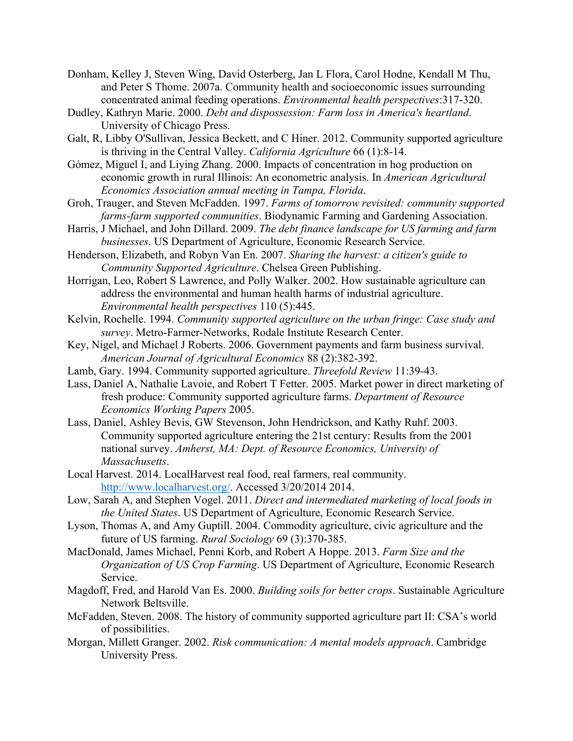Donham, Kelley J, Steven Wing, David Osterberg, Jan L Flora, Carol Hodne, Kendall M Thu, and Peter S Thome. 2007a. Community health and socioeconomic issues surrounding concentrated animal feeding operations. *Environmental health perspectives*:317-320.

Dudley, Kathryn Marie. 2000. *Debt and dispossession: Farm loss in America's heartland*. University of Chicago Press.

Galt, R, Libby O'Sullivan, Jessica Beckett, and C Hiner. 2012. Community supported agriculture is thriving in the Central Valley. *California Agriculture* 66 (1):8-14.

Gómez, Miguel I, and Liying Zhang. 2000. Impacts of concentration in hog production on economic growth in rural Illinois: An econometric analysis. In *American Agricultural Economics Association annual meeting in Tampa, Florida*.

Groh, Trauger, and Steven McFadden. 1997. *Farms of tomorrow revisited: community supported farms-farm supported communities*. Biodynamic Farming and Gardening Association.

Harris, J Michael, and John Dillard. 2009. *The debt finance landscape for US farming and farm businesses*. US Department of Agriculture, Economic Research Service.

Henderson, Elizabeth, and Robyn Van En. 2007. *Sharing the harvest: a citizen's guide to Community Supported Agriculture*. Chelsea Green Publishing.

Horrigan, Leo, Robert S Lawrence, and Polly Walker. 2002. How sustainable agriculture can address the environmental and human health harms of industrial agriculture. *Environmental health perspectives* 110 (5):445.

Kelvin, Rochelle. 1994. *Community supported agriculture on the urban fringe: Case study and survey*. Metro-Farmer-Networks, Rodale Institute Research Center.

Key, Nigel, and Michael J Roberts. 2006. Government payments and farm business survival. *American Journal of Agricultural Economics* 88 (2):382-392.

Lamb, Gary. 1994. Community supported agriculture. *Threefold Review* 11:39-43.

Lass, Daniel A, Nathalie Lavoie, and Robert T Fetter. 2005. Market power in direct marketing of fresh produce: Community supported agriculture farms. *Department of Resource Economics Working Papers* 2005.

Lass, Daniel, Ashley Bevis, GW Stevenson, John Hendrickson, and Kathy Ruhf. 2003. Community supported agriculture entering the 21st century: Results from the 2001 national survey. *Amherst, MA: Dept. of Resource Economics, University of Massachusetts*.

Local Harvest. 2014. LocalHarvest real food, real farmers, real community. http://www.localharvest.org/. Accessed 3/20/2014 2014.

Low, Sarah A, and Stephen Vogel. 2011. *Direct and intermediated marketing of local foods in the United States*. US Department of Agriculture, Economic Research Service.

Lyson, Thomas A, and Amy Guptill. 2004. Commodity agriculture, civic agriculture and the future of US farming. *Rural Sociology* 69 (3):370-385.

MacDonald, James Michael, Penni Korb, and Robert A Hoppe. 2013. *Farm Size and the Organization of US Crop Farming*. US Department of Agriculture, Economic Research Service.

Magdoff, Fred, and Harold Van Es. 2000. *Building soils for better crops*. Sustainable Agriculture Network Beltsville.

McFadden, Steven. 2008. The history of community supported agriculture part II: CSA's world of possibilities.

Morgan, Millett Granger. 2002. *Risk communication: A mental models approach*. Cambridge University Press.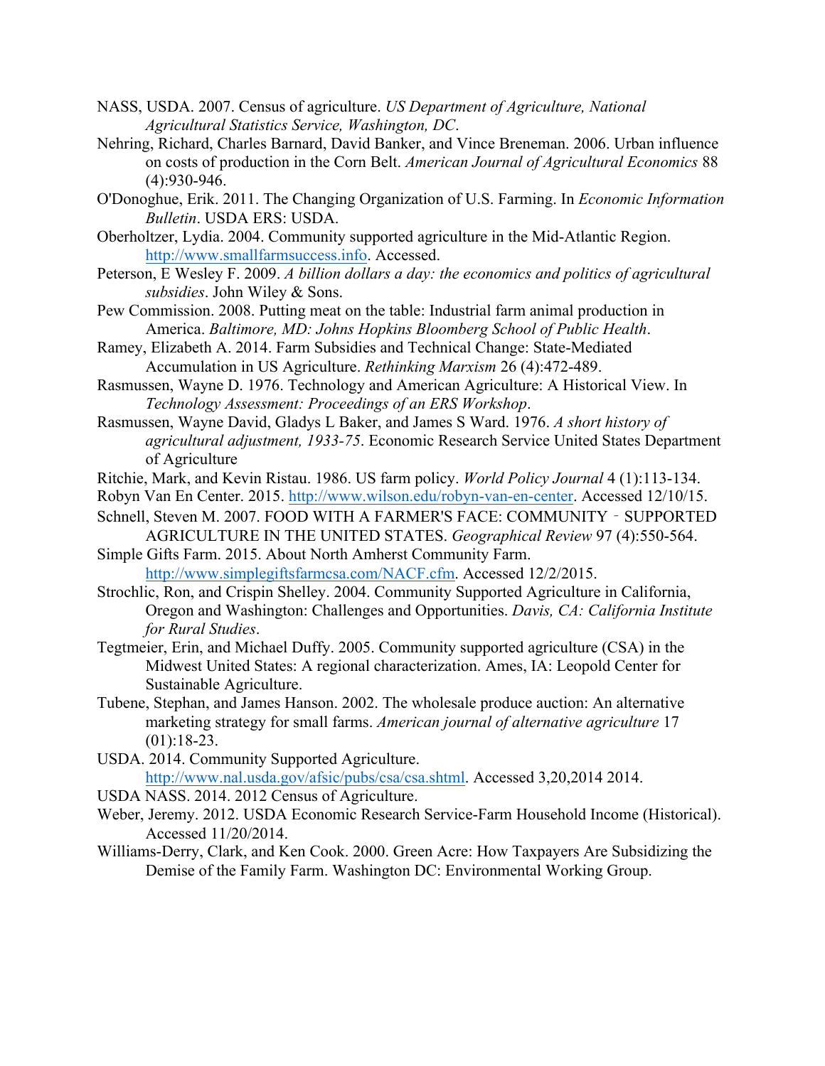NASS, USDA. 2007. Census of agriculture. *US Department of Agriculture, National Agricultural Statistics Service, Washington, DC*.

Nehring, Richard, Charles Barnard, David Banker, and Vince Breneman. 2006. Urban influence on costs of production in the Corn Belt. *American Journal of Agricultural Economics* 88 (4):930-946.

O'Donoghue, Erik. 2011. The Changing Organization of U.S. Farming. In *Economic Information Bulletin*. USDA ERS: USDA.

Oberholtzer, Lydia. 2004. Community supported agriculture in the Mid-Atlantic Region. http://www.smallfarmsuccess.info. Accessed.

Peterson, E Wesley F. 2009. *A billion dollars a day: the economics and politics of agricultural subsidies*. John Wiley & Sons.

Pew Commission. 2008. Putting meat on the table: Industrial farm animal production in America. *Baltimore, MD: Johns Hopkins Bloomberg School of Public Health*.

Ramey, Elizabeth A. 2014. Farm Subsidies and Technical Change: State-Mediated Accumulation in US Agriculture. *Rethinking Marxism* 26 (4):472-489.

Rasmussen, Wayne D. 1976. Technology and American Agriculture: A Historical View. In *Technology Assessment: Proceedings of an ERS Workshop*.

Rasmussen, Wayne David, Gladys L Baker, and James S Ward. 1976. *A short history of agricultural adjustment, 1933-75*. Economic Research Service United States Department of Agriculture

Ritchie, Mark, and Kevin Ristau. 1986. US farm policy. *World Policy Journal* 4 (1):113-134.

Robyn Van En Center. 2015. http://www.wilson.edu/robyn-van-en-center. Accessed 12/10/15.

Schnell, Steven M. 2007. FOOD WITH A FARMER'S FACE: COMMUNITY‐SUPPORTED AGRICULTURE IN THE UNITED STATES. *Geographical Review* 97 (4):550-564.

Simple Gifts Farm. 2015. About North Amherst Community Farm. http://www.simplegiftsfarmcsa.com/NACF.cfm. Accessed 12/2/2015.

Strochlic, Ron, and Crispin Shelley. 2004. Community Supported Agriculture in California, Oregon and Washington: Challenges and Opportunities. *Davis, CA: California Institute for Rural Studies*.

Tegtmeier, Erin, and Michael Duffy. 2005. Community supported agriculture (CSA) in the Midwest United States: A regional characterization. Ames, IA: Leopold Center for Sustainable Agriculture.

Tubene, Stephan, and James Hanson. 2002. The wholesale produce auction: An alternative marketing strategy for small farms. *American journal of alternative agriculture* 17 (01):18-23.

USDA. 2014. Community Supported Agriculture. http://www.nal.usda.gov/afsic/pubs/csa/csa.shtml. Accessed 3,20,2014 2014.

USDA NASS. 2014. 2012 Census of Agriculture.

Weber, Jeremy. 2012. USDA Economic Research Service-Farm Household Income (Historical). Accessed 11/20/2014.

Williams-Derry, Clark, and Ken Cook. 2000. Green Acre: How Taxpayers Are Subsidizing the Demise of the Family Farm. Washington DC: Environmental Working Group.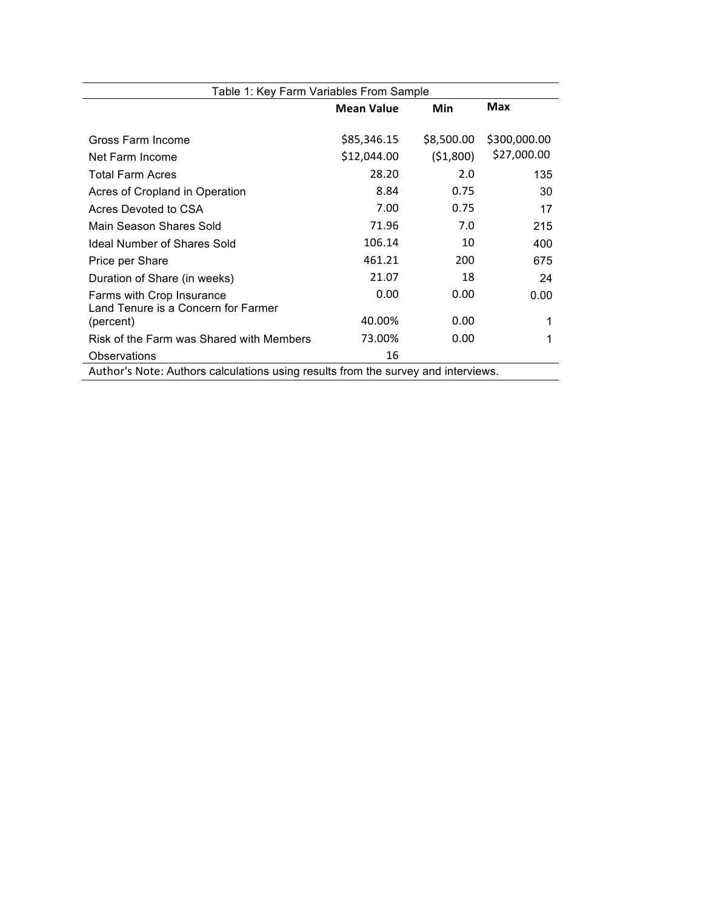Table 1: Key Farm Variables From Sample

| | Mean Value | Min | Max |
|---|---|---|---|
| Gross Farm Income | $85,346.15 | $8,500.00 | $300,000.00 |
| Net Farm Income | $12,044.00 | ($1,800) | $27,000.00 |
| Total Farm Acres | 28.20 | 2.0 | 135 |
| Acres of Cropland in Operation | 8.84 | 0.75 | 30 |
| Acres Devoted to CSA | 7.00 | 0.75 | 17 |
| Main Season Shares Sold | 71.96 | 7.0 | 215 |
| Ideal Number of Shares Sold | 106.14 | 10 | 400 |
| Price per Share | 461.21 | 200 | 675 |
| Duration of Share (in weeks) | 21.07 | 18 | 24 |
| Farms with Crop Insurance | 0.00 | 0.00 | 0.00 |
| Land Tenure is a Concern for Farmer (percent) | 40.00% | 0.00 | 1 |
| Risk of the Farm was Shared with Members | 73.00% | 0.00 | 1 |
| Observations | 16 | | |

Author's Note: Authors calculations using results from the survey and interviews.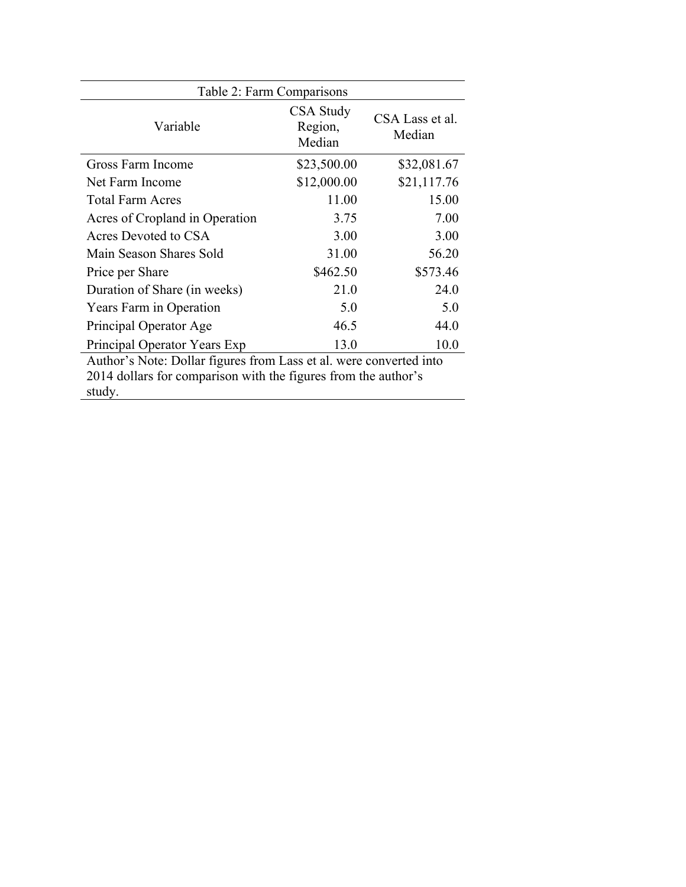Table 2: Farm Comparisons

| Variable | CSA Study Region, Median | CSA Lass et al. Median |
|---|---|---|
| Gross Farm Income | $23,500.00 | $32,081.67 |
| Net Farm Income | $12,000.00 | $21,117.76 |
| Total Farm Acres | 11.00 | 15.00 |
| Acres of Cropland in Operation | 3.75 | 7.00 |
| Acres Devoted to CSA | 3.00 | 3.00 |
| Main Season Shares Sold | 31.00 | 56.20 |
| Price per Share | $462.50 | $573.46 |
| Duration of Share (in weeks) | 21.0 | 24.0 |
| Years Farm in Operation | 5.0 | 5.0 |
| Principal Operator Age | 46.5 | 44.0 |
| Principal Operator Years Exp | 13.0 | 10.0 |

Author's Note: Dollar figures from Lass et al. were converted into 2014 dollars for comparison with the figures from the author's study.